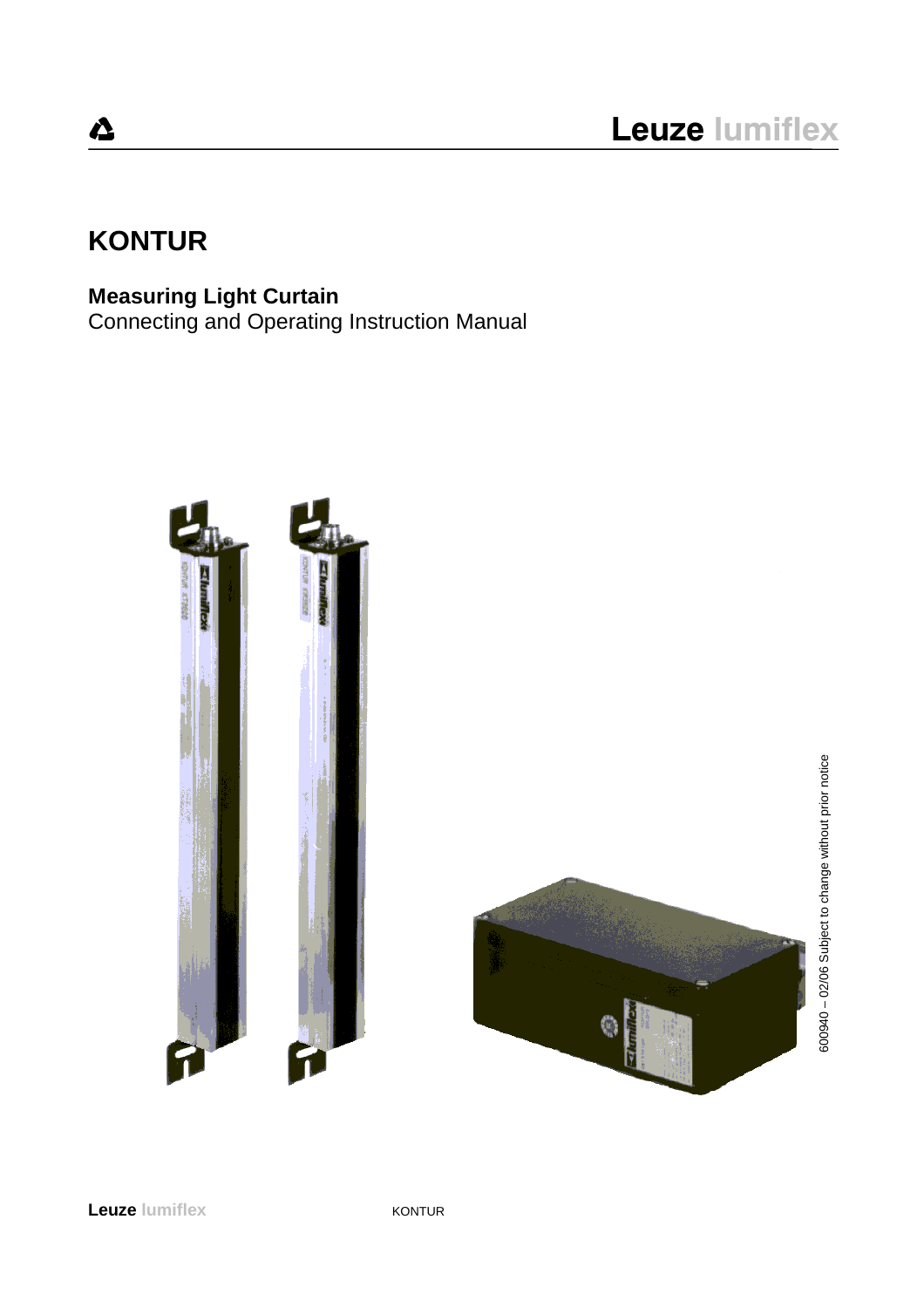# KONTUR

**Measuring Light Curtain**
Connecting and Operating Instruction Manual

600940 – 02/06 Subject to change without prior notice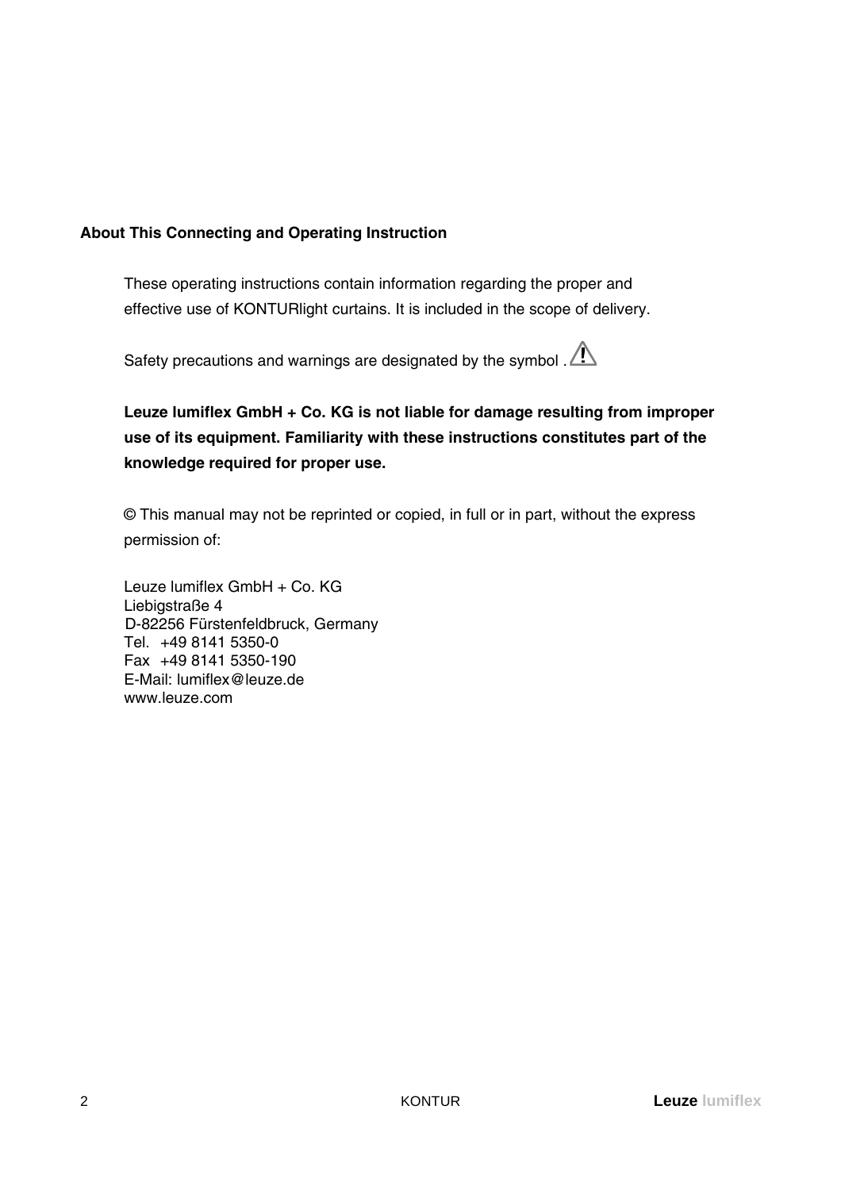## About This Connecting and Operating Instruction

These operating instructions contain information regarding the proper and effective use of KONTURlight curtains. It is included in the scope of delivery.

Safety precautions and warnings are designated by the symbol . ⚠

**Leuze lumiflex GmbH + Co. KG is not liable for damage resulting from improper use of its equipment. Familiarity with these instructions constitutes part of the knowledge required for proper use.**

© This manual may not be reprinted or copied, in full or in part, without the express permission of:

Leuze lumiflex GmbH + Co. KG
Liebigstraße 4
D-82256 Fürstenfeldbruck, Germany
Tel. +49 8141 5350-0
Fax +49 8141 5350-190
E-Mail: lumiflex@leuze.de
www.leuze.com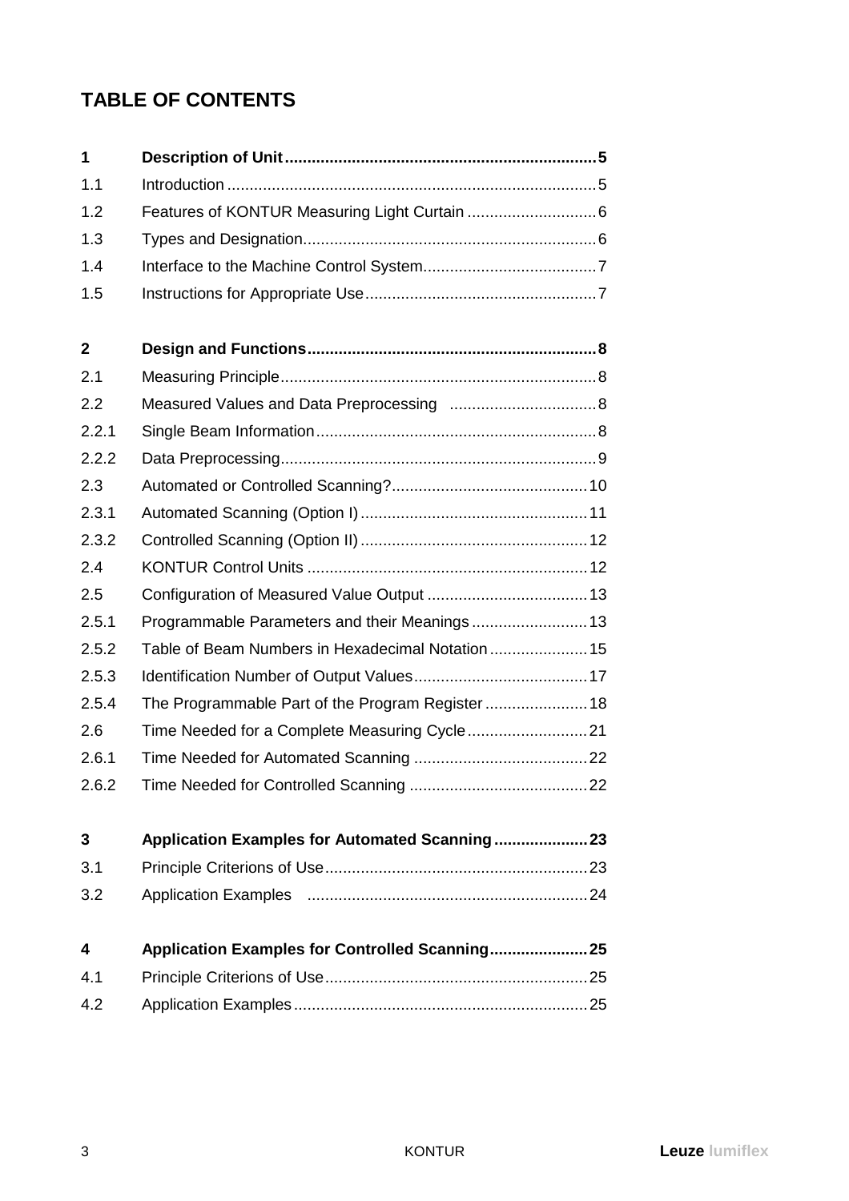# TABLE OF CONTENTS

| | | |
|---|---|---|
| **1** | **Description of Unit** | **5** |
| 1.1 | Introduction | 5 |
| 1.2 | Features of KONTUR Measuring Light Curtain | 6 |
| 1.3 | Types and Designation | 6 |
| 1.4 | Interface to the Machine Control System | 7 |
| 1.5 | Instructions for Appropriate Use | 7 |
| **2** | **Design and Functions** | **8** |
| 2.1 | Measuring Principle | 8 |
| 2.2 | Measured Values and Data Preprocessing | 8 |
| 2.2.1 | Single Beam Information | 8 |
| 2.2.2 | Data Preprocessing | 9 |
| 2.3 | Automated or Controlled Scanning? | 10 |
| 2.3.1 | Automated Scanning (Option I) | 11 |
| 2.3.2 | Controlled Scanning (Option II) | 12 |
| 2.4 | KONTUR Control Units | 12 |
| 2.5 | Configuration of Measured Value Output | 13 |
| 2.5.1 | Programmable Parameters and their Meanings | 13 |
| 2.5.2 | Table of Beam Numbers in Hexadecimal Notation | 15 |
| 2.5.3 | Identification Number of Output Values | 17 |
| 2.5.4 | The Programmable Part of the Program Register | 18 |
| 2.6 | Time Needed for a Complete Measuring Cycle | 21 |
| 2.6.1 | Time Needed for Automated Scanning | 22 |
| 2.6.2 | Time Needed for Controlled Scanning | 22 |
| **3** | **Application Examples for Automated Scanning** | **23** |
| 3.1 | Principle Criterions of Use | 23 |
| 3.2 | Application Examples | 24 |
| **4** | **Application Examples for Controlled Scanning** | **25** |
| 4.1 | Principle Criterions of Use | 25 |
| 4.2 | Application Examples | 25 |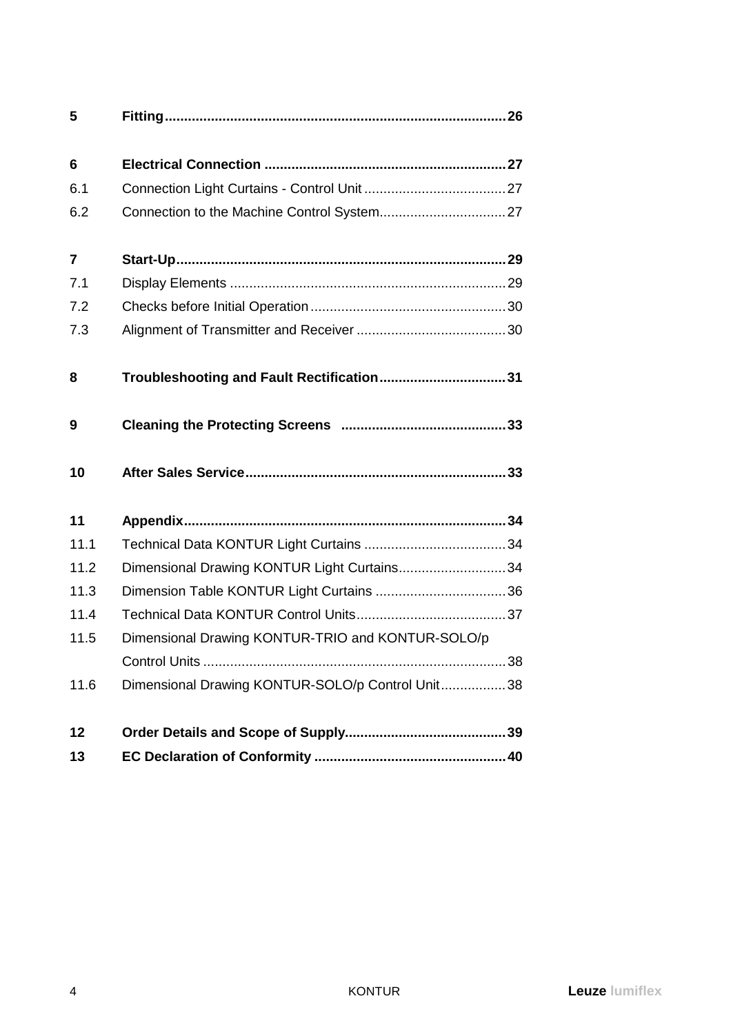**5 Fitting ........................................................................................ 26**

**6 Electrical Connection ............................................................... 27**

6.1 Connection Light Curtains - Control Unit ..................................... 27

6.2 Connection to the Machine Control System................................. 27

**7 Start-Up...................................................................................... 29**

7.1 Display Elements ........................................................................ 29

7.2 Checks before Initial Operation ................................................... 30

7.3 Alignment of Transmitter and Receiver ....................................... 30

**8 Troubleshooting and Fault Rectification................................. 31**

**9 Cleaning the Protecting Screens ........................................... 33**

**10 After Sales Service.................................................................... 33**

**11 Appendix................................................................................... 34**

11.1 Technical Data KONTUR Light Curtains ..................................... 34

11.2 Dimensional Drawing KONTUR Light Curtains............................ 34

11.3 Dimension Table KONTUR Light Curtains .................................. 36

11.4 Technical Data KONTUR Control Units....................................... 37

11.5 Dimensional Drawing KONTUR-TRIO and KONTUR-SOLO/p Control Units ............................................................................... 38

11.6 Dimensional Drawing KONTUR-SOLO/p Control Unit................. 38

**12 Order Details and Scope of Supply.......................................... 39**

**13 EC Declaration of Conformity .................................................. 40**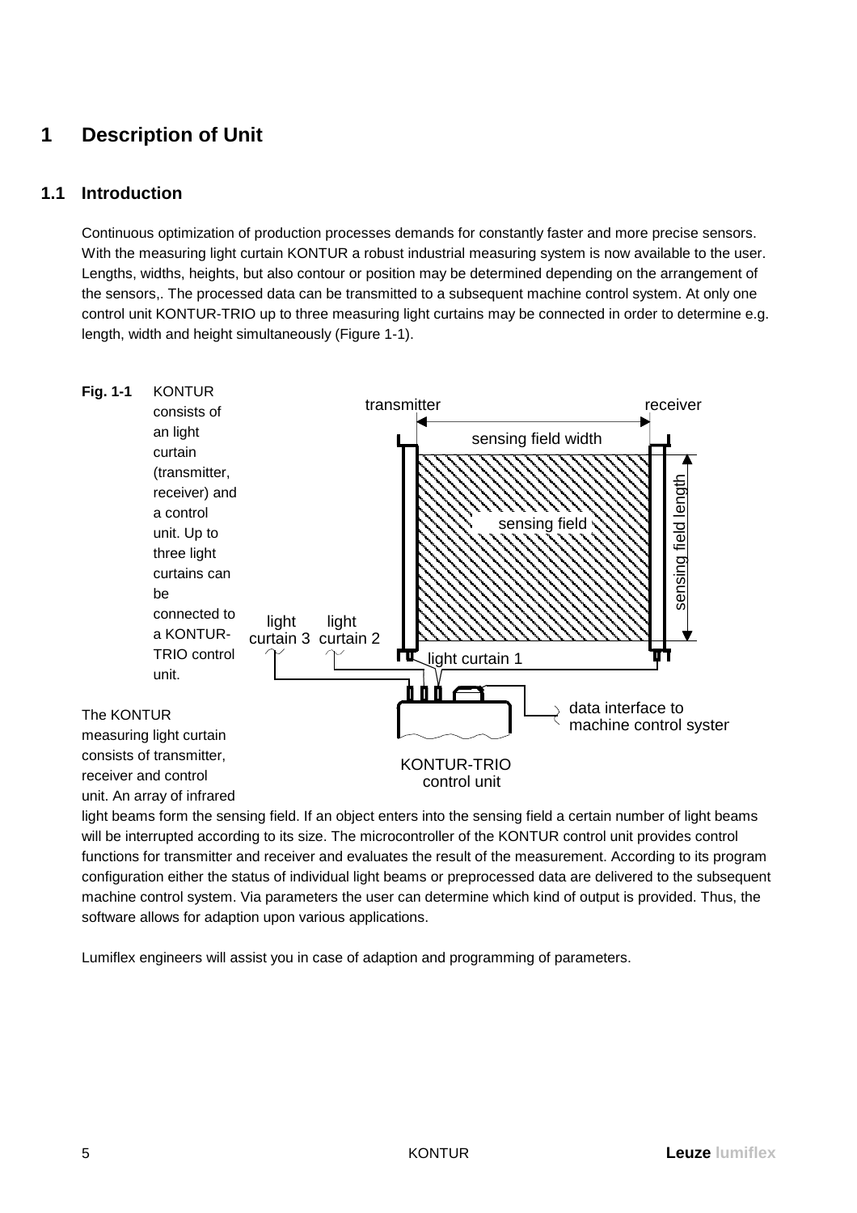# 1 Description of Unit

## 1.1 Introduction

Continuous optimization of production processes demands for constantly faster and more precise sensors. With the measuring light curtain KONTUR a robust industrial measuring system is now available to the user. Lengths, widths, heights, but also contour or position may be determined depending on the arrangement of the sensors,. The processed data can be transmitted to a subsequent machine control system. At only one control unit KONTUR-TRIO up to three measuring light curtains may be connected in order to determine e.g. length, width and height simultaneously (Figure 1-1).

**Fig. 1-1** KONTUR consists of an light curtain (transmitter, receiver) and a control unit. Up to three light curtains can be connected to a KONTUR-TRIO control unit.

The KONTUR measuring light curtain consists of transmitter, receiver and control unit. An array of infrared light beams form the sensing field. If an object enters into the sensing field a certain number of light beams will be interrupted according to its size. The microcontroller of the KONTUR control unit provides control functions for transmitter and receiver and evaluates the result of the measurement. According to its program configuration either the status of individual light beams or preprocessed data are delivered to the subsequent machine control system. Via parameters the user can determine which kind of output is provided. Thus, the software allows for adaption upon various applications.

Lumiflex engineers will assist you in case of adaption and programming of parameters.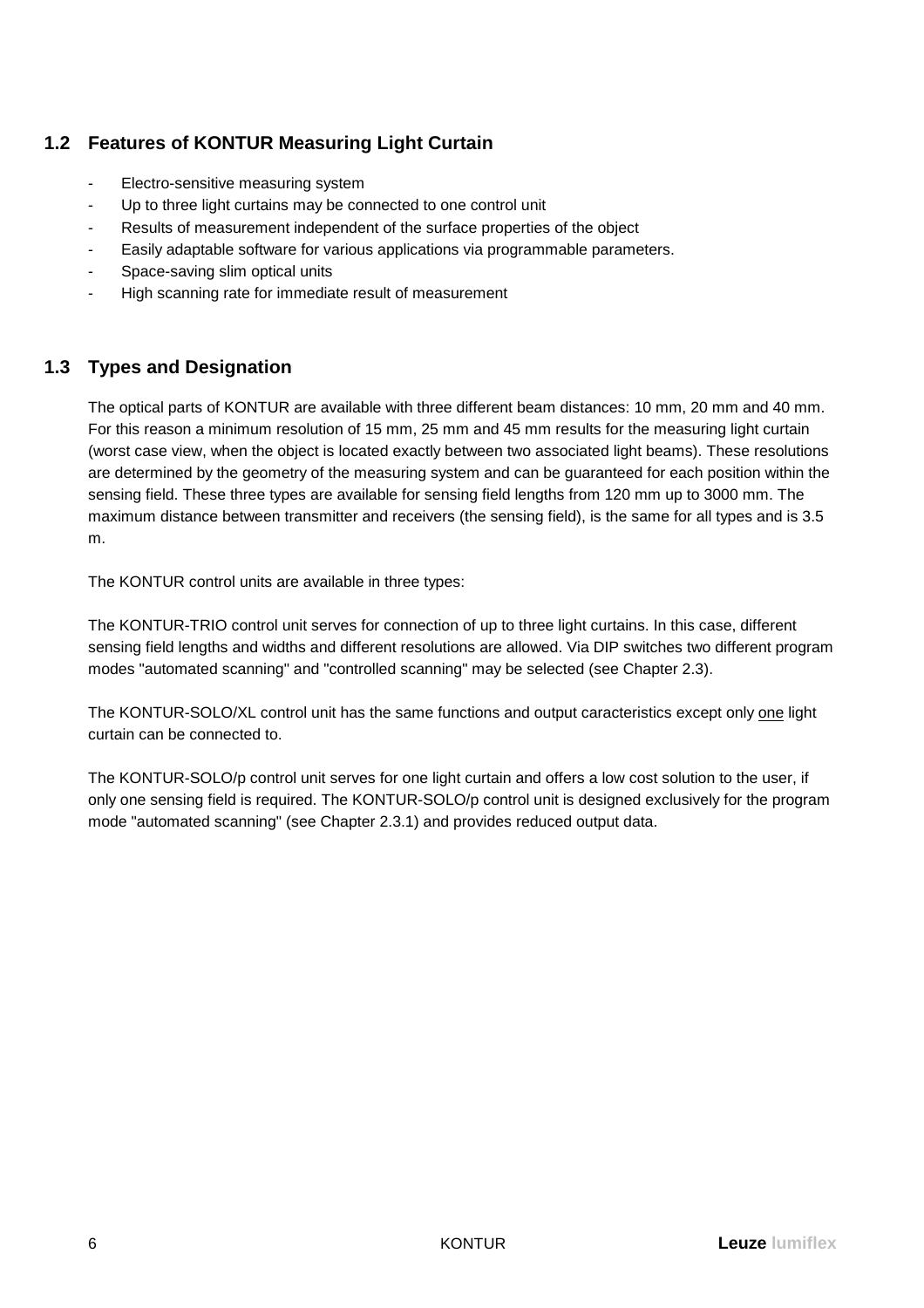## 1.2 Features of KONTUR Measuring Light Curtain

- Electro-sensitive measuring system
- Up to three light curtains may be connected to one control unit
- Results of measurement independent of the surface properties of the object
- Easily adaptable software for various applications via programmable parameters.
- Space-saving slim optical units
- High scanning rate for immediate result of measurement

## 1.3 Types and Designation

The optical parts of KONTUR are available with three different beam distances: 10 mm, 20 mm and 40 mm. For this reason a minimum resolution of 15 mm, 25 mm and 45 mm results for the measuring light curtain (worst case view, when the object is located exactly between two associated light beams). These resolutions are determined by the geometry of the measuring system and can be guaranteed for each position within the sensing field. These three types are available for sensing field lengths from 120 mm up to 3000 mm. The maximum distance between transmitter and receivers (the sensing field), is the same for all types and is 3.5 m.

The KONTUR control units are available in three types:

The KONTUR-TRIO control unit serves for connection of up to three light curtains. In this case, different sensing field lengths and widths and different resolutions are allowed. Via DIP switches two different program modes "automated scanning" and "controlled scanning" may be selected (see Chapter 2.3).

The KONTUR-SOLO/XL control unit has the same functions and output caracteristics except only one light curtain can be connected to.

The KONTUR-SOLO/p control unit serves for one light curtain and offers a low cost solution to the user, if only one sensing field is required. The KONTUR-SOLO/p control unit is designed exclusively for the program mode "automated scanning" (see Chapter 2.3.1) and provides reduced output data.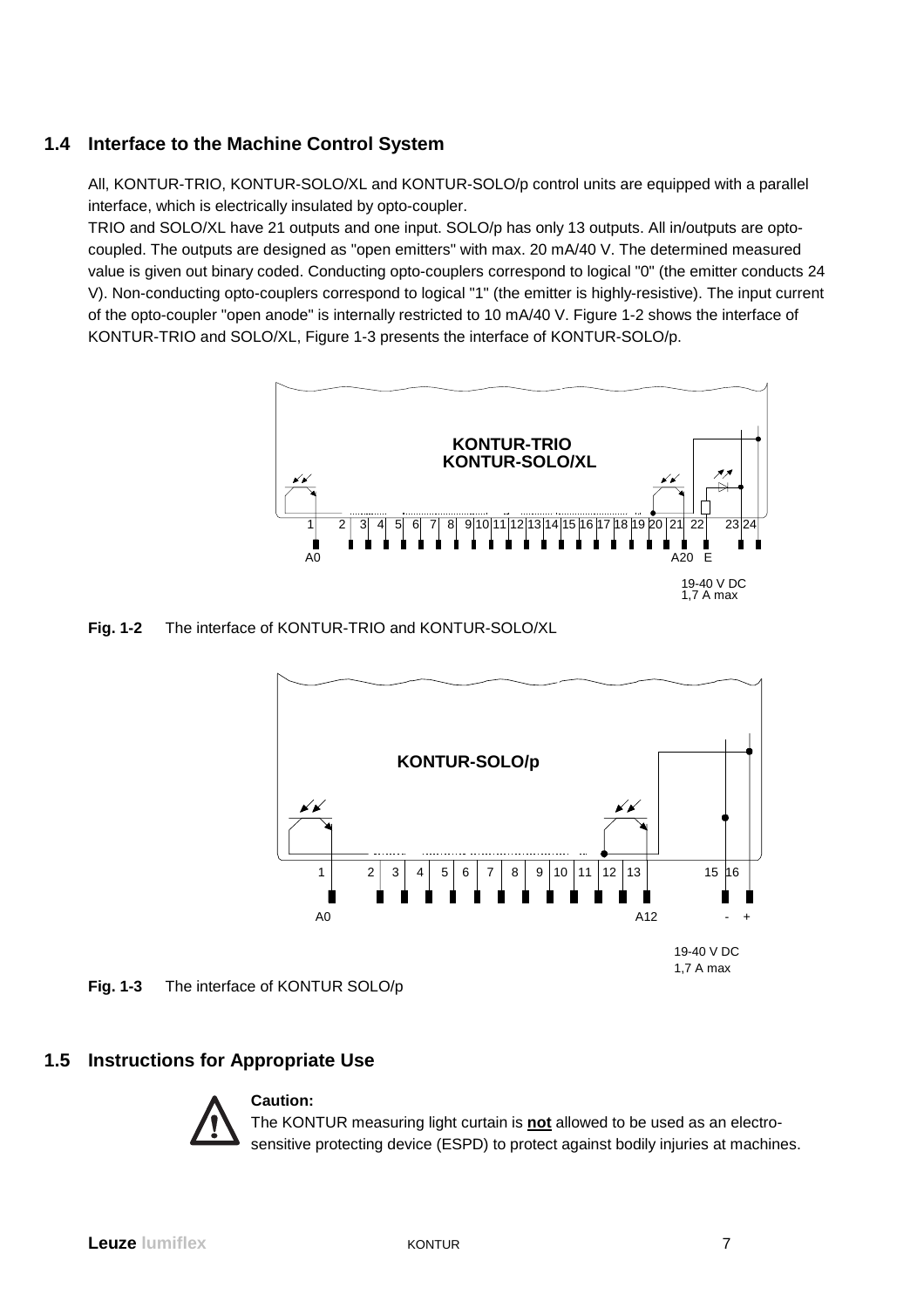## 1.4 Interface to the Machine Control System

All, KONTUR-TRIO, KONTUR-SOLO/XL and KONTUR-SOLO/p control units are equipped with a parallel interface, which is electrically insulated by opto-coupler.
TRIO and SOLO/XL have 21 outputs and one input. SOLO/p has only 13 outputs. All in/outputs are opto-coupled. The outputs are designed as "open emitters" with max. 20 mA/40 V. The determined measured value is given out binary coded. Conducting opto-couplers correspond to logical "0" (the emitter conducts 24 V). Non-conducting opto-couplers correspond to logical "1" (the emitter is highly-resistive). The input current of the opto-coupler "open anode" is internally restricted to 10 mA/40 V. Figure 1-2 shows the interface of KONTUR-TRIO and SOLO/XL, Figure 1-3 presents the interface of KONTUR-SOLO/p.

KONTUR-TRIO
KONTUR-SOLO/XL

1 2 3 4 5 6 7 8 9 10 11 12 13 14 15 16 17 18 19 20 21 22 23 24

A0 A20 E

19-40 V DC
1,7 A max

**Fig. 1-2** The interface of KONTUR-TRIO and KONTUR-SOLO/XL

KONTUR-SOLO/p

1 2 3 4 5 6 7 8 9 10 11 12 13 15 16

A0 A12 - +

19-40 V DC
1,7 A max

**Fig. 1-3** The interface of KONTUR SOLO/p

## 1.5 Instructions for Appropriate Use

**Caution:**
The KONTUR measuring light curtain is **not** allowed to be used as an electro-sensitive protecting device (ESPD) to protect against bodily injuries at machines.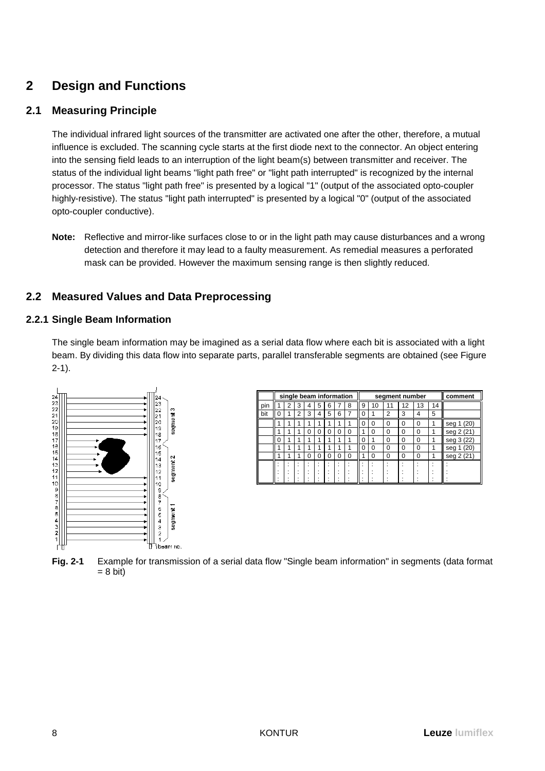# 2 Design and Functions

## 2.1 Measuring Principle

The individual infrared light sources of the transmitter are activated one after the other, therefore, a mutual influence is excluded. The scanning cycle starts at the first diode next to the connector. An object entering into the sensing field leads to an interruption of the light beam(s) between transmitter and receiver. The status of the individual light beams "light path free" or "light path interrupted" is recognized by the internal processor. The status "light path free" is presented by a logical "1" (output of the associated opto-coupler highly-resistive). The status "light path interrupted" is presented by a logical "0" (output of the associated opto-coupler conductive).

**Note:** Reflective and mirror-like surfaces close to or in the light path may cause disturbances and a wrong detection and therefore it may lead to a faulty measurement. As remedial measures a perforated mask can be provided. However the maximum sensing range is then slightly reduced.

## 2.2 Measured Values and Data Preprocessing

### 2.2.1 Single Beam Information

The single beam information may be imagined as a serial data flow where each bit is associated with a light beam. By dividing this data flow into separate parts, parallel transferable segments are obtained (see Figure 2-1).

| | single beam information | | | | | | | | segment number | | | | | | comment |
|---|---|---|---|---|---|---|---|---|---|---|---|---|---|---|---|
| pin | 1 | 2 | 3 | 4 | 5 | 6 | 7 | 8 | 9 | 10 | 11 | 12 | 13 | 14 | |
| bit | 0 | 1 | 2 | 3 | 4 | 5 | 6 | 7 | 0 | 1 | 2 | 3 | 4 | 5 | |
| | 1 | 1 | 1 | 1 | 1 | 1 | 1 | 1 | 0 | 0 | 0 | 0 | 0 | 1 | seg 1 (20) |
| | 1 | 1 | 1 | 0 | 0 | 0 | 0 | 0 | 1 | 0 | 0 | 0 | 0 | 1 | seg 2 (21) |
| | 0 | 1 | 1 | 1 | 1 | 1 | 1 | 1 | 0 | 1 | 0 | 0 | 0 | 1 | seg 3 (22) |
| | 1 | 1 | 1 | 1 | 1 | 1 | 1 | 1 | 0 | 0 | 0 | 0 | 0 | 1 | seg 1 (20) |
| | 1 | 1 | 1 | 0 | 0 | 0 | 0 | 0 | 1 | 0 | 0 | 0 | 0 | 1 | seg 2 (21) |
| | : | : | : | : | : | : | : | : | : | : | : | : | : | : | : |

**Fig. 2-1** Example for transmission of a serial data flow "Single beam information" in segments (data format = 8 bit)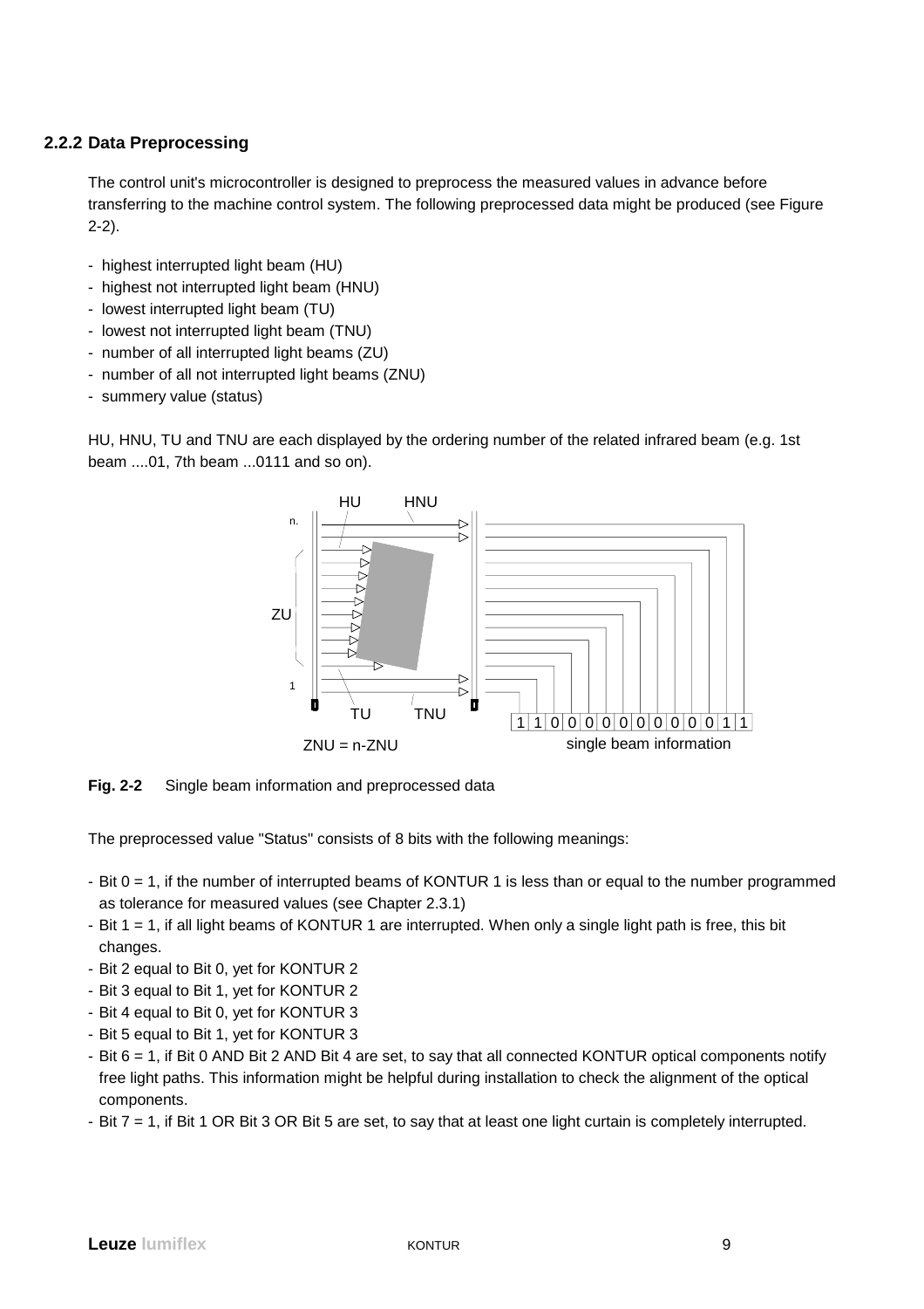### 2.2.2 Data Preprocessing

The control unit's microcontroller is designed to preprocess the measured values in advance before transferring to the machine control system. The following preprocessed data might be produced (see Figure 2-2).

- highest interrupted light beam (HU)
- highest not interrupted light beam (HNU)
- lowest interrupted light beam (TU)
- lowest not interrupted light beam (TNU)
- number of all interrupted light beams (ZU)
- number of all not interrupted light beams (ZNU)
- summery value (status)

HU, HNU, TU and TNU are each displayed by the ordering number of the related infrared beam (e.g. 1st beam ....01, 7th beam ...0111 and so on).

**Fig. 2-2** Single beam information and preprocessed data

The preprocessed value "Status" consists of 8 bits with the following meanings:

- Bit 0 = 1, if the number of interrupted beams of KONTUR 1 is less than or equal to the number programmed as tolerance for measured values (see Chapter 2.3.1)
- Bit 1 = 1, if all light beams of KONTUR 1 are interrupted. When only a single light path is free, this bit changes.
- Bit 2 equal to Bit 0, yet for KONTUR 2
- Bit 3 equal to Bit 1, yet for KONTUR 2
- Bit 4 equal to Bit 0, yet for KONTUR 3
- Bit 5 equal to Bit 1, yet for KONTUR 3
- Bit 6 = 1, if Bit 0 AND Bit 2 AND Bit 4 are set, to say that all connected KONTUR optical components notify free light paths. This information might be helpful during installation to check the alignment of the optical components.
- Bit 7 = 1, if Bit 1 OR Bit 3 OR Bit 5 are set, to say that at least one light curtain is completely interrupted.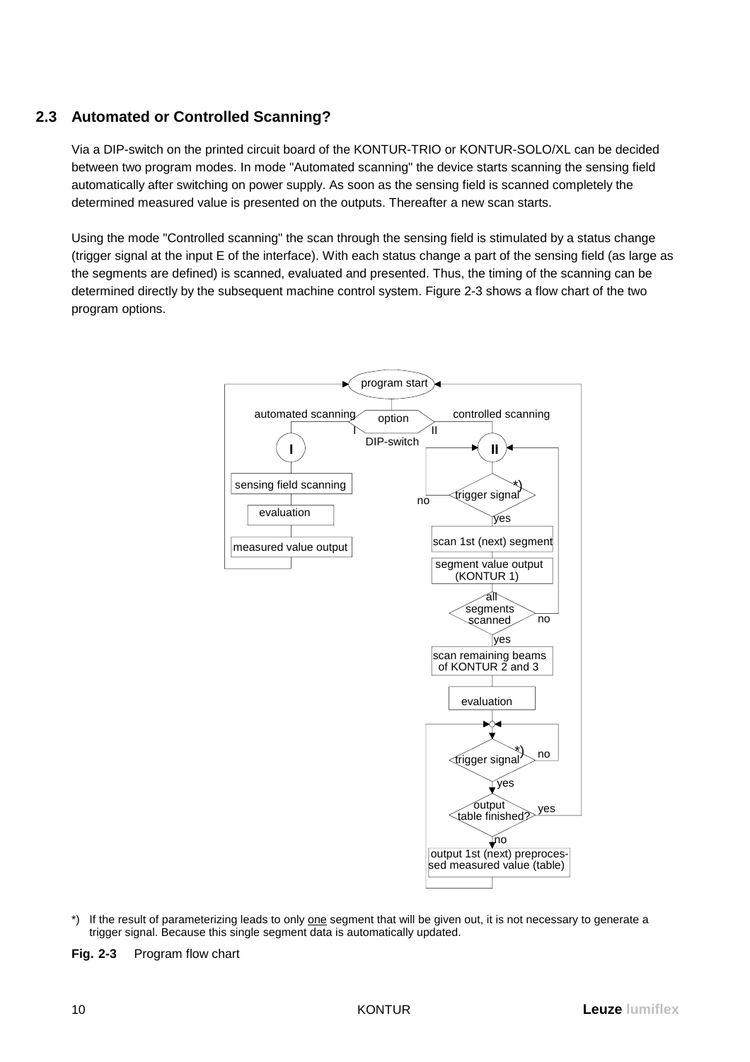## 2.3 Automated or Controlled Scanning?

Via a DIP-switch on the printed circuit board of the KONTUR-TRIO or KONTUR-SOLO/XL can be decided between two program modes. In mode "Automated scanning" the device starts scanning the sensing field automatically after switching on power supply. As soon as the sensing field is scanned completely the determined measured value is presented on the outputs. Thereafter a new scan starts.

Using the mode "Controlled scanning" the scan through the sensing field is stimulated by a status change (trigger signal at the input E of the interface). With each status change a part of the sensing field (as large as the segments are defined) is scanned, evaluated and presented. Thus, the timing of the scanning can be determined directly by the subsequent machine control system. Figure 2-3 shows a flow chart of the two program options.

program start

automated scanning | option | controlled scanning
I | DIP-switch | II

I
sensing field scanning
evaluation
measured value output

II
trigger signal *) — no / yes
scan 1st (next) segment
segment value output (KONTUR 1)
all segments scanned — no / yes
scan remaining beams of KONTUR 2 and 3
evaluation
trigger signal *) — no / yes
output table finished? — yes / no
output 1st (next) preprocessed measured value (table)

*) If the result of parameterizing leads to only one segment that will be given out, it is not necessary to generate a trigger signal. Because this single segment data is automatically updated.

**Fig. 2-3** Program flow chart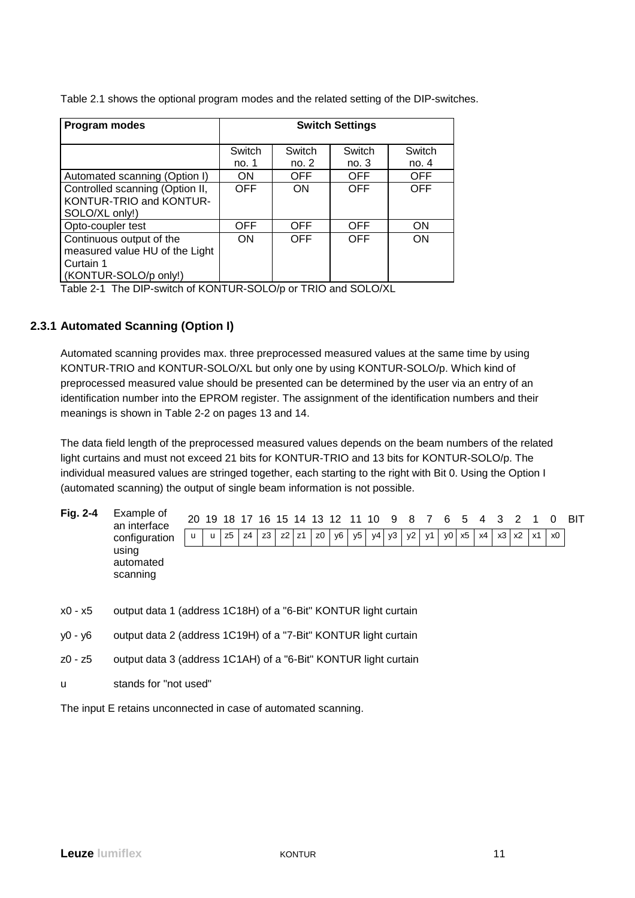Table 2.1 shows the optional program modes and the related setting of the DIP-switches.

| Program modes | Switch Settings | | | |
|---|---|---|---|---|
| | Switch no. 1 | Switch no. 2 | Switch no. 3 | Switch no. 4 |
| Automated scanning (Option I) | ON | OFF | OFF | OFF |
| Controlled scanning (Option II, KONTUR-TRIO and KONTUR-SOLO/XL only!) | OFF | ON | OFF | OFF |
| Opto-coupler test | OFF | OFF | OFF | ON |
| Continuous output of the measured value HU of the Light Curtain 1 (KONTUR-SOLO/p only!) | ON | OFF | OFF | ON |

Table 2-1 The DIP-switch of KONTUR-SOLO/p or TRIO and SOLO/XL

### 2.3.1 Automated Scanning (Option I)

Automated scanning provides max. three preprocessed measured values at the same time by using KONTUR-TRIO and KONTUR-SOLO/XL but only one by using KONTUR-SOLO/p. Which kind of preprocessed measured value should be presented can be determined by the user via an entry of an identification number into the EPROM register. The assignment of the identification numbers and their meanings is shown in Table 2-2 on pages 13 and 14.

The data field length of the preprocessed measured values depends on the beam numbers of the related light curtains and must not exceed 21 bits for KONTUR-TRIO and 13 bits for KONTUR-SOLO/p. The individual measured values are stringed together, each starting to the right with Bit 0. Using the Option I (automated scanning) the output of single beam information is not possible.

**Fig. 2-4** Example of an interface configuration using automated scanning

| 20 | 19 | 18 | 17 | 16 | 15 | 14 | 13 | 12 | 11 | 10 | 9 | 8 | 7 | 6 | 5 | 4 | 3 | 2 | 1 | 0 | BIT |
|---|---|---|---|---|---|---|---|---|---|---|---|---|---|---|---|---|---|---|---|---|---|
| u | u | z5 | z4 | z3 | z2 | z1 | z0 | y6 | y5 | y4 | y3 | y2 | y1 | y0 | x5 | x4 | x3 | x2 | x1 | x0 | |

x0 - x5 output data 1 (address 1C18H) of a "6-Bit" KONTUR light curtain

y0 - y6 output data 2 (address 1C19H) of a "7-Bit" KONTUR light curtain

z0 - z5 output data 3 (address 1C1AH) of a "6-Bit" KONTUR light curtain

u stands for "not used"

The input E retains unconnected in case of automated scanning.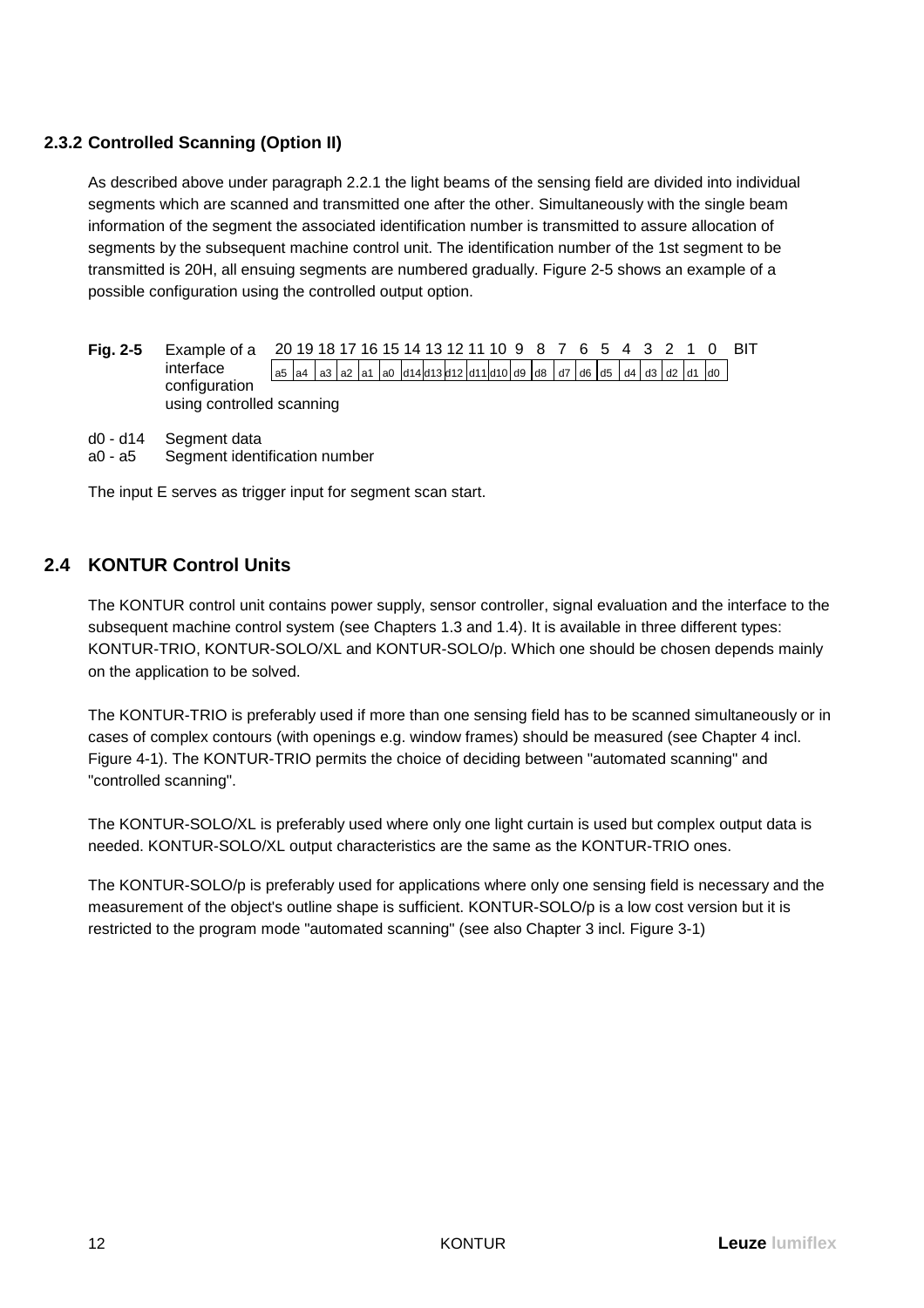### 2.3.2 Controlled Scanning (Option II)

As described above under paragraph 2.2.1 the light beams of the sensing field are divided into individual segments which are scanned and transmitted one after the other. Simultaneously with the single beam information of the segment the associated identification number is transmitted to assure allocation of segments by the subsequent machine control unit. The identification number of the 1st segment to be transmitted is 20H, all ensuing segments are numbered gradually. Figure 2-5 shows an example of a possible configuration using the controlled output option.

**Fig. 2-5** Example of a interface configuration using controlled scanning

| BIT | 20 | 19 | 18 | 17 | 16 | 15 | 14 | 13 | 12 | 11 | 10 | 9 | 8 | 7 | 6 | 5 | 4 | 3 | 2 | 1 | 0 |
|---|---|---|---|---|---|---|---|---|---|---|---|---|---|---|---|---|---|---|---|---|---|
| | a5 | a4 | a3 | a2 | a1 | a0 | d14 | d13 | d12 | d11 | d10 | d9 | d8 | d7 | d6 | d5 | d4 | d3 | d2 | d1 | d0 |

d0 - d14 Segment data
a0 - a5 Segment identification number

The input E serves as trigger input for segment scan start.

## 2.4 KONTUR Control Units

The KONTUR control unit contains power supply, sensor controller, signal evaluation and the interface to the subsequent machine control system (see Chapters 1.3 and 1.4). It is available in three different types: KONTUR-TRIO, KONTUR-SOLO/XL and KONTUR-SOLO/p. Which one should be chosen depends mainly on the application to be solved.

The KONTUR-TRIO is preferably used if more than one sensing field has to be scanned simultaneously or in cases of complex contours (with openings e.g. window frames) should be measured (see Chapter 4 incl. Figure 4-1). The KONTUR-TRIO permits the choice of deciding between "automated scanning" and "controlled scanning".

The KONTUR-SOLO/XL is preferably used where only one light curtain is used but complex output data is needed. KONTUR-SOLO/XL output characteristics are the same as the KONTUR-TRIO ones.

The KONTUR-SOLO/p is preferably used for applications where only one sensing field is necessary and the measurement of the object's outline shape is sufficient. KONTUR-SOLO/p is a low cost version but it is restricted to the program mode "automated scanning" (see also Chapter 3 incl. Figure 3-1)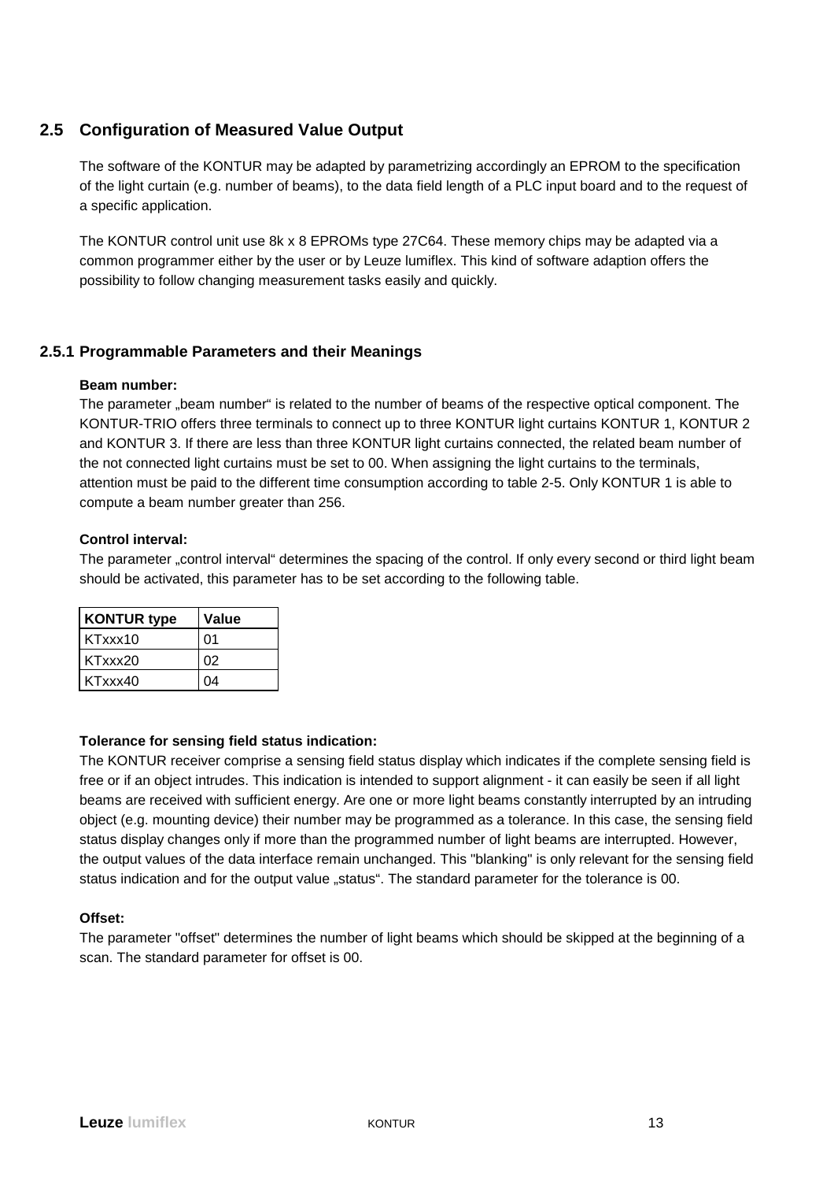## 2.5 Configuration of Measured Value Output

The software of the KONTUR may be adapted by parametrizing accordingly an EPROM to the specification of the light curtain (e.g. number of beams), to the data field length of a PLC input board and to the request of a specific application.

The KONTUR control unit use 8k x 8 EPROMs type 27C64. These memory chips may be adapted via a common programmer either by the user or by Leuze lumiflex. This kind of software adaption offers the possibility to follow changing measurement tasks easily and quickly.

### 2.5.1 Programmable Parameters and their Meanings

**Beam number:**

The parameter „beam number“ is related to the number of beams of the respective optical component. The KONTUR-TRIO offers three terminals to connect up to three KONTUR light curtains KONTUR 1, KONTUR 2 and KONTUR 3. If there are less than three KONTUR light curtains connected, the related beam number of the not connected light curtains must be set to 00. When assigning the light curtains to the terminals, attention must be paid to the different time consumption according to table 2-5. Only KONTUR 1 is able to compute a beam number greater than 256.

**Control interval:**

The parameter „control interval“ determines the spacing of the control. If only every second or third light beam should be activated, this parameter has to be set according to the following table.

| KONTUR type | Value |
|---|---|
| KTxxx10 | 01 |
| KTxxx20 | 02 |
| KTxxx40 | 04 |

**Tolerance for sensing field status indication:**

The KONTUR receiver comprise a sensing field status display which indicates if the complete sensing field is free or if an object intrudes. This indication is intended to support alignment - it can easily be seen if all light beams are received with sufficient energy. Are one or more light beams constantly interrupted by an intruding object (e.g. mounting device) their number may be programmed as a tolerance. In this case, the sensing field status display changes only if more than the programmed number of light beams are interrupted. However, the output values of the data interface remain unchanged. This "blanking" is only relevant for the sensing field status indication and for the output value „status“. The standard parameter for the tolerance is 00.

**Offset:**

The parameter "offset" determines the number of light beams which should be skipped at the beginning of a scan. The standard parameter for offset is 00.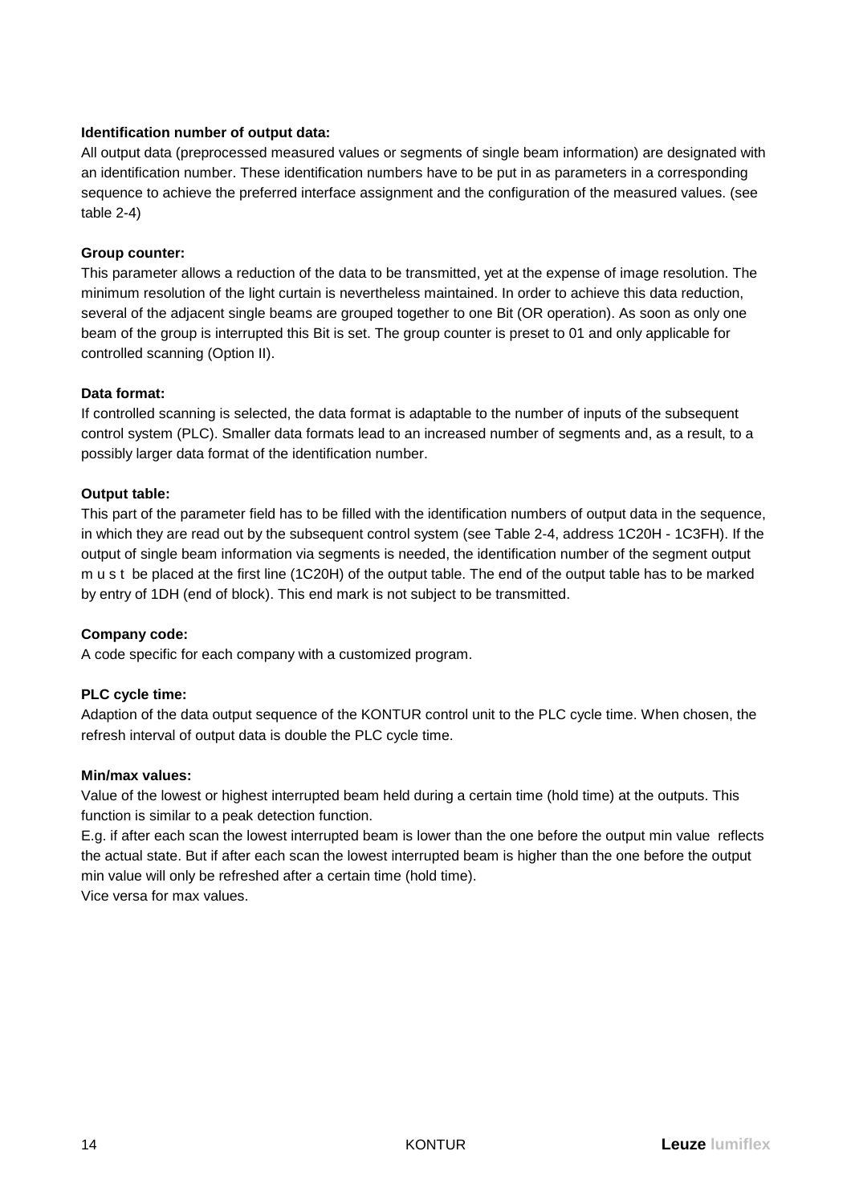**Identification number of output data:**

All output data (preprocessed measured values or segments of single beam information) are designated with an identification number. These identification numbers have to be put in as parameters in a corresponding sequence to achieve the preferred interface assignment and the configuration of the measured values. (see table 2-4)

**Group counter:**

This parameter allows a reduction of the data to be transmitted, yet at the expense of image resolution. The minimum resolution of the light curtain is nevertheless maintained. In order to achieve this data reduction, several of the adjacent single beams are grouped together to one Bit (OR operation). As soon as only one beam of the group is interrupted this Bit is set. The group counter is preset to 01 and only applicable for controlled scanning (Option II).

**Data format:**

If controlled scanning is selected, the data format is adaptable to the number of inputs of the subsequent control system (PLC). Smaller data formats lead to an increased number of segments and, as a result, to a possibly larger data format of the identification number.

**Output table:**

This part of the parameter field has to be filled with the identification numbers of output data in the sequence, in which they are read out by the subsequent control system (see Table 2-4, address 1C20H - 1C3FH). If the output of single beam information via segments is needed, the identification number of the segment output m u s t be placed at the first line (1C20H) of the output table. The end of the output table has to be marked by entry of 1DH (end of block). This end mark is not subject to be transmitted.

**Company code:**

A code specific for each company with a customized program.

**PLC cycle time:**

Adaption of the data output sequence of the KONTUR control unit to the PLC cycle time. When chosen, the refresh interval of output data is double the PLC cycle time.

**Min/max values:**

Value of the lowest or highest interrupted beam held during a certain time (hold time) at the outputs. This function is similar to a peak detection function.

E.g. if after each scan the lowest interrupted beam is lower than the one before the output min value reflects the actual state. But if after each scan the lowest interrupted beam is higher than the one before the output min value will only be refreshed after a certain time (hold time).

Vice versa for max values.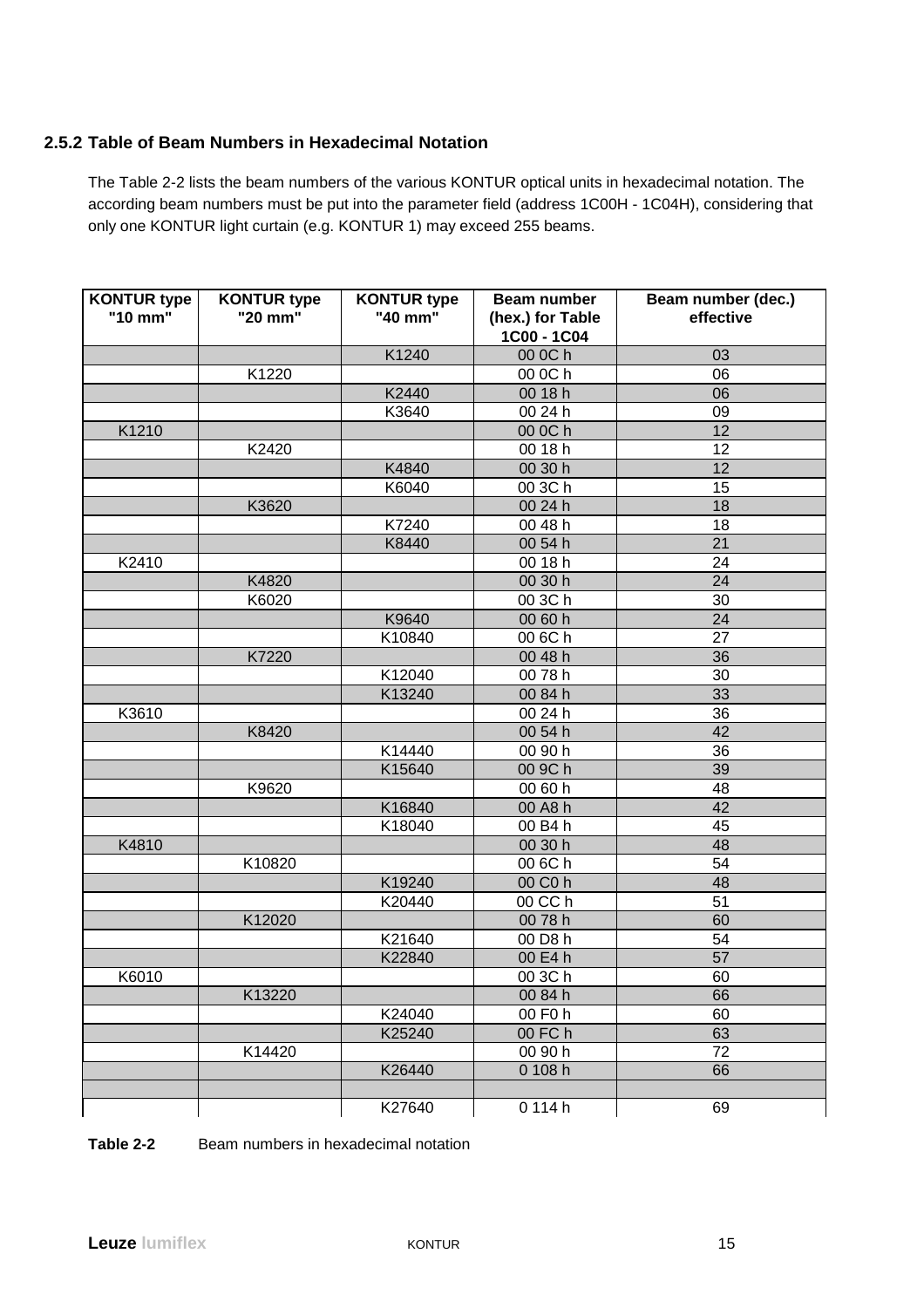### 2.5.2 Table of Beam Numbers in Hexadecimal Notation

The Table 2-2 lists the beam numbers of the various KONTUR optical units in hexadecimal notation. The according beam numbers must be put into the parameter field (address 1C00H - 1C04H), considering that only one KONTUR light curtain (e.g. KONTUR 1) may exceed 255 beams.

| KONTUR type "10 mm" | KONTUR type "20 mm" | KONTUR type "40 mm" | Beam number (hex.) for Table 1C00 - 1C04 | Beam number (dec.) effective |
|---|---|---|---|---|
| | | K1240 | 00 0C h | 03 |
| | K1220 | | 00 0C h | 06 |
| | | K2440 | 00 18 h | 06 |
| | | K3640 | 00 24 h | 09 |
| K1210 | | | 00 0C h | 12 |
| | K2420 | | 00 18 h | 12 |
| | | K4840 | 00 30 h | 12 |
| | | K6040 | 00 3C h | 15 |
| | K3620 | | 00 24 h | 18 |
| | | K7240 | 00 48 h | 18 |
| | | K8440 | 00 54 h | 21 |
| K2410 | | | 00 18 h | 24 |
| | K4820 | | 00 30 h | 24 |
| | K6020 | | 00 3C h | 30 |
| | | K9640 | 00 60 h | 24 |
| | | K10840 | 00 6C h | 27 |
| | K7220 | | 00 48 h | 36 |
| | | K12040 | 00 78 h | 30 |
| | | K13240 | 00 84 h | 33 |
| K3610 | | | 00 24 h | 36 |
| | K8420 | | 00 54 h | 42 |
| | | K14440 | 00 90 h | 36 |
| | | K15640 | 00 9C h | 39 |
| | K9620 | | 00 60 h | 48 |
| | | K16840 | 00 A8 h | 42 |
| | | K18040 | 00 B4 h | 45 |
| K4810 | | | 00 30 h | 48 |
| | K10820 | | 00 6C h | 54 |
| | | K19240 | 00 C0 h | 48 |
| | | K20440 | 00 CC h | 51 |
| | K12020 | | 00 78 h | 60 |
| | | K21640 | 00 D8 h | 54 |
| | | K22840 | 00 E4 h | 57 |
| K6010 | | | 00 3C h | 60 |
| | K13220 | | 00 84 h | 66 |
| | | K24040 | 00 F0 h | 60 |
| | | K25240 | 00 FC h | 63 |
| | K14420 | | 00 90 h | 72 |
| | | K26440 | 0 108 h | 66 |
| | | | | |
| | | K27640 | 0 114 h | 69 |

**Table 2-2** Beam numbers in hexadecimal notation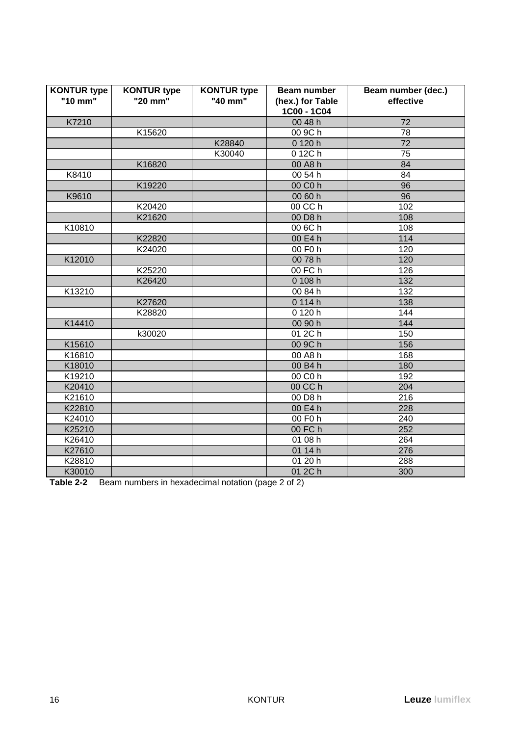| KONTUR type "10 mm" | KONTUR type "20 mm" | KONTUR type "40 mm" | Beam number (hex.) for Table 1C00 - 1C04 | Beam number (dec.) effective |
|---|---|---|---|---|
| K7210 | | | 00 48 h | 72 |
| | K15620 | | 00 9C h | 78 |
| | | K28840 | 0 120 h | 72 |
| | | K30040 | 0 12C h | 75 |
| | K16820 | | 00 A8 h | 84 |
| K8410 | | | 00 54 h | 84 |
| | K19220 | | 00 C0 h | 96 |
| K9610 | | | 00 60 h | 96 |
| | K20420 | | 00 CC h | 102 |
| | K21620 | | 00 D8 h | 108 |
| K10810 | | | 00 6C h | 108 |
| | K22820 | | 00 E4 h | 114 |
| | K24020 | | 00 F0 h | 120 |
| K12010 | | | 00 78 h | 120 |
| | K25220 | | 00 FC h | 126 |
| | K26420 | | 0 108 h | 132 |
| K13210 | | | 00 84 h | 132 |
| | K27620 | | 0 114 h | 138 |
| | K28820 | | 0 120 h | 144 |
| K14410 | | | 00 90 h | 144 |
| | k30020 | | 01 2C h | 150 |
| K15610 | | | 00 9C h | 156 |
| K16810 | | | 00 A8 h | 168 |
| K18010 | | | 00 B4 h | 180 |
| K19210 | | | 00 C0 h | 192 |
| K20410 | | | 00 CC h | 204 |
| K21610 | | | 00 D8 h | 216 |
| K22810 | | | 00 E4 h | 228 |
| K24010 | | | 00 F0 h | 240 |
| K25210 | | | 00 FC h | 252 |
| K26410 | | | 01 08 h | 264 |
| K27610 | | | 01 14 h | 276 |
| K28810 | | | 01 20 h | 288 |
| K30010 | | | 01 2C h | 300 |

**Table 2-2** Beam numbers in hexadecimal notation (page 2 of 2)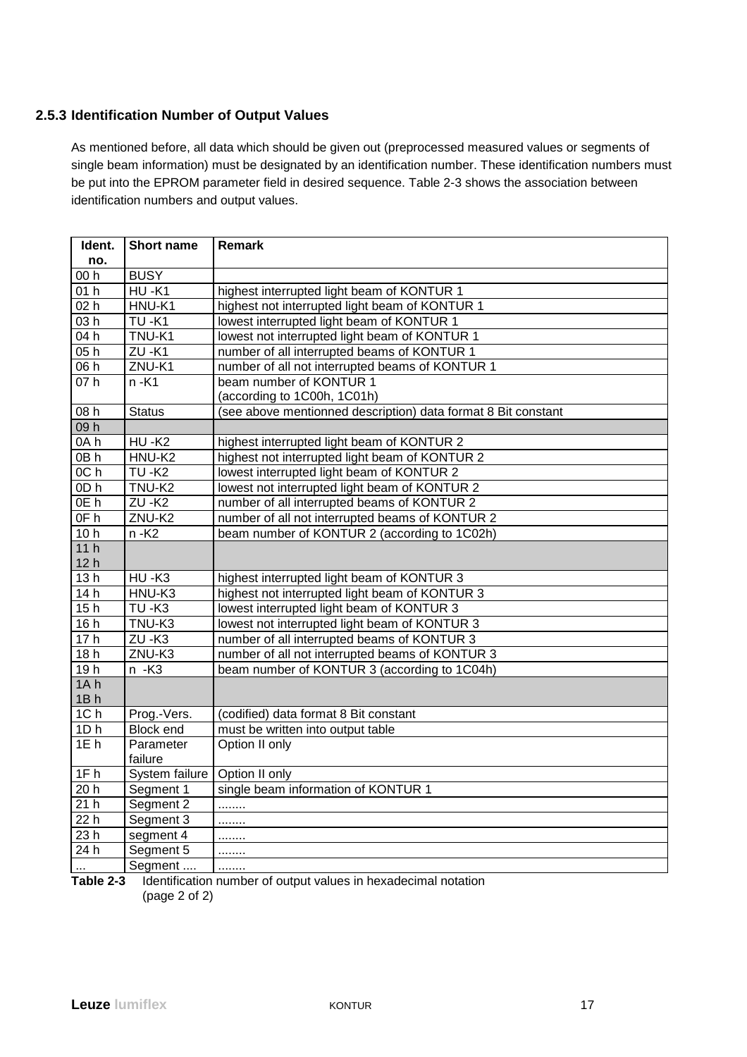### 2.5.3 Identification Number of Output Values

As mentioned before, all data which should be given out (preprocessed measured values or segments of single beam information) must be designated by an identification number. These identification numbers must be put into the EPROM parameter field in desired sequence. Table 2-3 shows the association between identification numbers and output values.

| Ident. no. | Short name | Remark |
|---|---|---|
| 00 h | BUSY | |
| 01 h | HU -K1 | highest interrupted light beam of KONTUR 1 |
| 02 h | HNU-K1 | highest not interrupted light beam of KONTUR 1 |
| 03 h | TU -K1 | lowest interrupted light beam of KONTUR 1 |
| 04 h | TNU-K1 | lowest not interrupted light beam of KONTUR 1 |
| 05 h | ZU -K1 | number of all interrupted beams of KONTUR 1 |
| 06 h | ZNU-K1 | number of all not interrupted beams of KONTUR 1 |
| 07 h | n -K1 | beam number of KONTUR 1 (according to 1C00h, 1C01h) |
| 08 h | Status | (see above mentionned description) data format 8 Bit constant |
| 09 h | | |
| 0A h | HU -K2 | highest interrupted light beam of KONTUR 2 |
| 0B h | HNU-K2 | highest not interrupted light beam of KONTUR 2 |
| 0C h | TU -K2 | lowest interrupted light beam of KONTUR 2 |
| 0D h | TNU-K2 | lowest not interrupted light beam of KONTUR 2 |
| 0E h | ZU -K2 | number of all interrupted beams of KONTUR 2 |
| 0F h | ZNU-K2 | number of all not interrupted beams of KONTUR 2 |
| 10 h | n -K2 | beam number of KONTUR 2 (according to 1C02h) |
| 11 h 12 h | | |
| 13 h | HU -K3 | highest interrupted light beam of KONTUR 3 |
| 14 h | HNU-K3 | highest not interrupted light beam of KONTUR 3 |
| 15 h | TU -K3 | lowest interrupted light beam of KONTUR 3 |
| 16 h | TNU-K3 | lowest not interrupted light beam of KONTUR 3 |
| 17 h | ZU -K3 | number of all interrupted beams of KONTUR 3 |
| 18 h | ZNU-K3 | number of all not interrupted beams of KONTUR 3 |
| 19 h | n -K3 | beam number of KONTUR 3 (according to 1C04h) |
| 1A h 1B h | | |
| 1C h | Prog.-Vers. | (codified) data format 8 Bit constant |
| 1D h | Block end | must be written into output table |
| 1E h | Parameter failure | Option II only |
| 1F h | System failure | Option II only |
| 20 h | Segment 1 | single beam information of KONTUR 1 |
| 21 h | Segment 2 | ........ |
| 22 h | Segment 3 | ........ |
| 23 h | segment 4 | ........ |
| 24 h | Segment 5 | ........ |
| ... | Segment .... | ........ |

**Table 2-3** Identification number of output values in hexadecimal notation (page 2 of 2)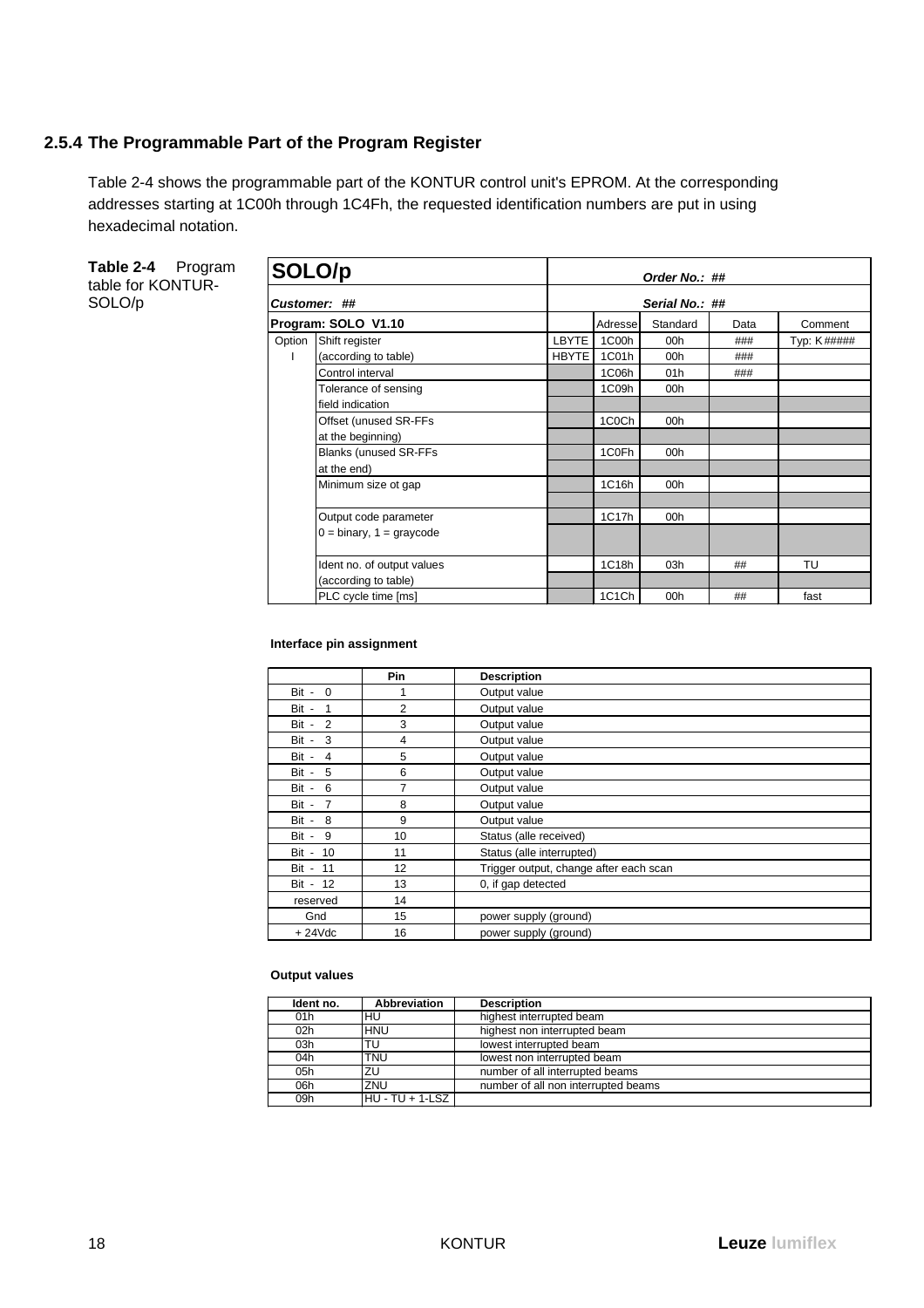### 2.5.4 The Programmable Part of the Program Register

Table 2-4 shows the programmable part of the KONTUR control unit's EPROM. At the corresponding addresses starting at 1C00h through 1C4Fh, the requested identification numbers are put in using hexadecimal notation.

**Table 2-4** Program table for KONTUR-SOLO/p

| **SOLO/p** | | | *Order No.: ##* | | | |
|---|---|---|---|---|---|---|
| ***Customer: ##*** | | | *Serial No.: ##* | | | |
| **Program: SOLO V1.10** | | | Adresse | Standard | Data | Comment |
| Option | Shift register | LBYTE | 1C00h | 00h | ### | Typ: K ##### |
| I | (according to table) | HBYTE | 1C01h | 00h | ### | |
| | Control interval | | 1C06h | 01h | ### | |
| | Tolerance of sensing field indication | | 1C09h | 00h | | |
| | Offset (unused SR-FFs at the beginning) | | 1C0Ch | 00h | | |
| | Blanks (unused SR-FFs at the end) | | 1C0Fh | 00h | | |
| | Minimum size ot gap | | 1C16h | 00h | | |
| | Output code parameter 0 = binary, 1 = graycode | | 1C17h | 00h | | |
| | Ident no. of output values (according to table) | | 1C18h | 03h | ## | TU |
| | PLC cycle time [ms] | | 1C1Ch | 00h | ## | fast |

**Interface pin assignment**

| | Pin | Description |
|---|---|---|
| Bit - 0 | 1 | Output value |
| Bit - 1 | 2 | Output value |
| Bit - 2 | 3 | Output value |
| Bit - 3 | 4 | Output value |
| Bit - 4 | 5 | Output value |
| Bit - 5 | 6 | Output value |
| Bit - 6 | 7 | Output value |
| Bit - 7 | 8 | Output value |
| Bit - 8 | 9 | Output value |
| Bit - 9 | 10 | Status (alle received) |
| Bit - 10 | 11 | Status (alle interrupted) |
| Bit - 11 | 12 | Trigger output, change after each scan |
| Bit - 12 | 13 | 0, if gap detected |
| reserved | 14 | |
| Gnd | 15 | power supply (ground) |
| + 24Vdc | 16 | power supply (ground) |

**Output values**

| Ident no. | Abbreviation | Description |
|---|---|---|
| 01h | HU | highest interrupted beam |
| 02h | HNU | highest non interrupted beam |
| 03h | TU | lowest interrupted beam |
| 04h | TNU | lowest non interrupted beam |
| 05h | ZU | number of all interrupted beams |
| 06h | ZNU | number of all non interrupted beams |
| 09h | HU - TU + 1-LSZ | |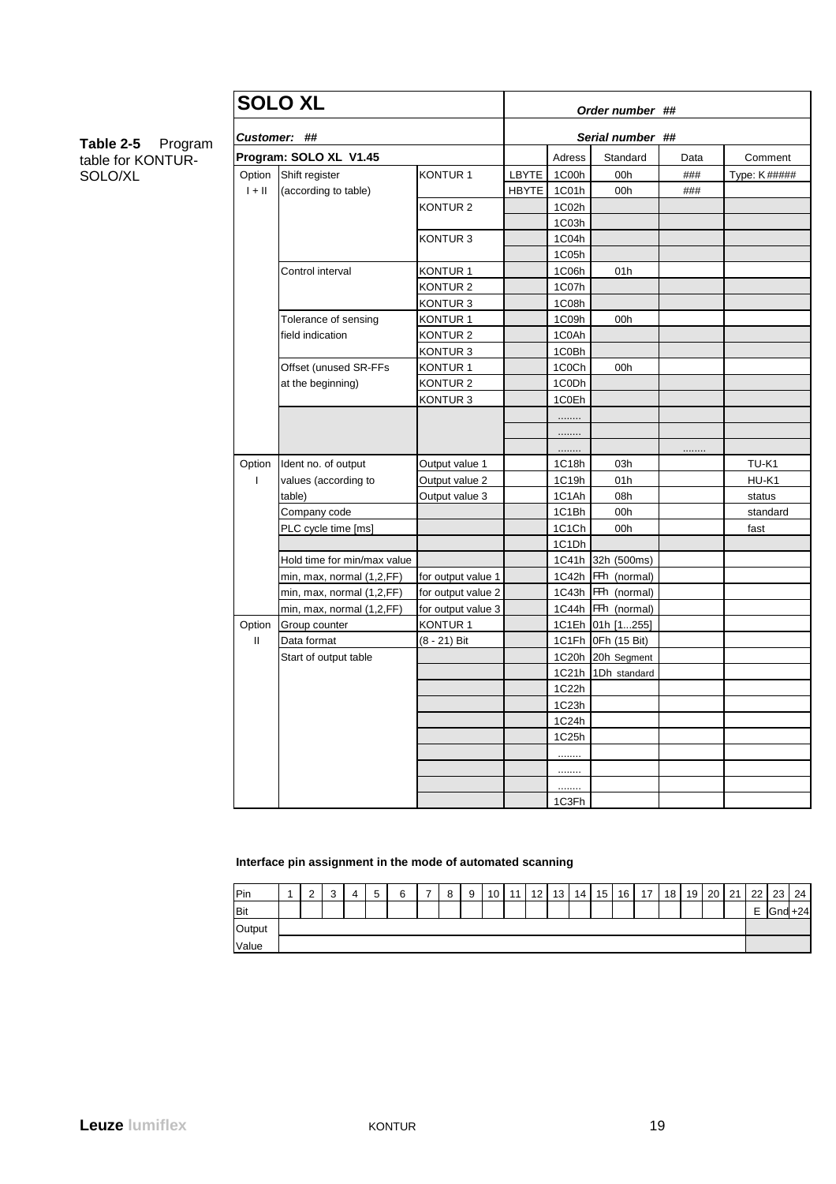**Table 2-5** Program table for KONTUR-SOLO/XL

| **SOLO XL** | | | *Order number ##* | | | | |
|---|---|---|---|---|---|---|---|
| ***Customer: ##*** | | | *Serial number ##* | | | | |
| **Program: SOLO XL V1.45** | | | | Adress | Standard | Data | Comment |
| Option | Shift register | KONTUR 1 | LBYTE | 1C00h | 00h | ### | Type: K ##### |
| I + II | (according to table) | | HBYTE | 1C01h | 00h | ### | |
| | | KONTUR 2 | | 1C02h | | | |
| | | | | 1C03h | | | |
| | | KONTUR 3 | | 1C04h | | | |
| | | | | 1C05h | | | |
| | Control interval | KONTUR 1 | | 1C06h | 01h | | |
| | | KONTUR 2 | | 1C07h | | | |
| | | KONTUR 3 | | 1C08h | | | |
| | Tolerance of sensing | KONTUR 1 | | 1C09h | 00h | | |
| | field indication | KONTUR 2 | | 1C0Ah | | | |
| | | KONTUR 3 | | 1C0Bh | | | |
| | Offset (unused SR-FFs | KONTUR 1 | | 1C0Ch | 00h | | |
| | at the beginning) | KONTUR 2 | | 1C0Dh | | | |
| | | KONTUR 3 | | 1C0Eh | | | |
| | | | | ........ | | | |
| | | | | ........ | | | |
| | | | | ........ | | ........ | |
| Option | Ident no. of output | Output value 1 | | 1C18h | 03h | | TU-K1 |
| I | values (according to | Output value 2 | | 1C19h | 01h | | HU-K1 |
| | table) | Output value 3 | | 1C1Ah | 08h | | status |
| | Company code | | | 1C1Bh | 00h | | standard |
| | PLC cycle time [ms] | | | 1C1Ch | 00h | | fast |
| | | | | 1C1Dh | | | |
| | Hold time for min/max value | | | 1C41h | 32h (500ms) | | |
| | min, max, normal (1,2,FF) | for output value 1 | | 1C42h | FFh (normal) | | |
| | min, max, normal (1,2,FF) | for output value 2 | | 1C43h | FFh (normal) | | |
| | min, max, normal (1,2,FF) | for output value 3 | | 1C44h | FFh (normal) | | |
| Option | Group counter | KONTUR 1 | | 1C1Eh | 01h [1...255] | | |
| II | Data format | (8 - 21) Bit | | 1C1Fh | 0Fh (15 Bit) | | |
| | Start of output table | | | 1C20h | 20h Segment | | |
| | | | | 1C21h | 1Dh standard | | |
| | | | | 1C22h | | | |
| | | | | 1C23h | | | |
| | | | | 1C24h | | | |
| | | | | 1C25h | | | |
| | | | | ........ | | | |
| | | | | ........ | | | |
| | | | | ........ | | | |
| | | | | 1C3Fh | | | |

**Interface pin assignment in the mode of automated scanning**

| Pin | 1 | 2 | 3 | 4 | 5 | 6 | 7 | 8 | 9 | 10 | 11 | 12 | 13 | 14 | 15 | 16 | 17 | 18 | 19 | 20 | 21 | 22 | 23 | 24 |
|---|---|---|---|---|---|---|---|---|---|---|---|---|---|---|---|---|---|---|---|---|---|---|---|---|
| Bit | | | | | | | | | | | | | | | | | | | | | | E | Gnd | +24 |
| Output | | | | | | | | | | | | | | | | | | | | | | | | |
| Value | | | | | | | | | | | | | | | | | | | | | | | | |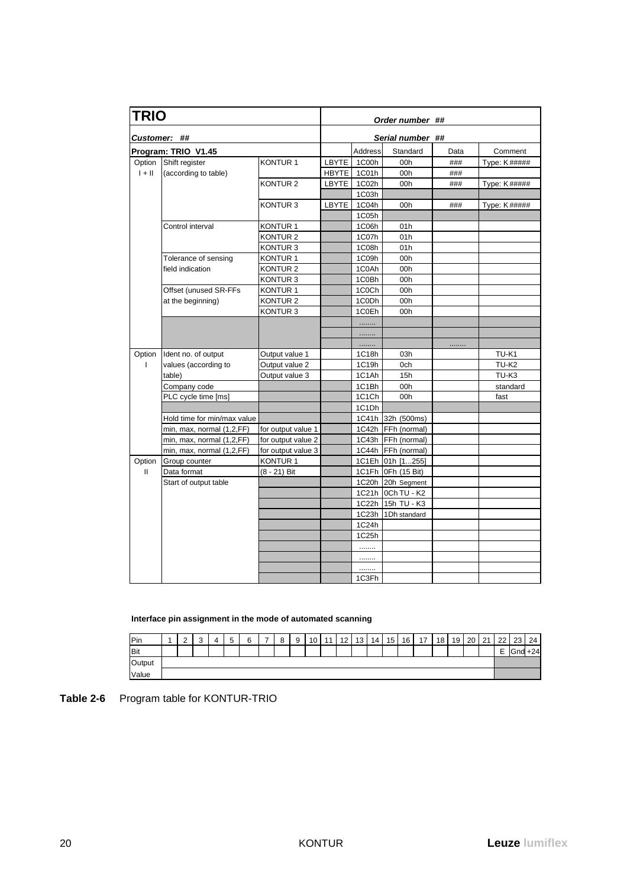| **TRIO** | | | Order number ## | | | | |
|---|---|---|---|---|---|---|---|
| **Customer: ##** | | | Serial number ## | | | | |
| **Program: TRIO V1.45** | | | | Address | Standard | Data | Comment |
| Option | Shift register | KONTUR 1 | LBYTE | 1C00h | 00h | ### | Type: K##### |
| I + II | (according to table) | | HBYTE | 1C01h | 00h | ### | |
| | | KONTUR 2 | LBYTE | 1C02h | 00h | ### | Type: K##### |
| | | | | 1C03h | | | |
| | | KONTUR 3 | LBYTE | 1C04h | 00h | ### | Type: K##### |
| | | | | 1C05h | | | |
| | Control interval | KONTUR 1 | | 1C06h | 01h | | |
| | | KONTUR 2 | | 1C07h | 01h | | |
| | | KONTUR 3 | | 1C08h | 01h | | |
| | Tolerance of sensing | KONTUR 1 | | 1C09h | 00h | | |
| | field indication | KONTUR 2 | | 1C0Ah | 00h | | |
| | | KONTUR 3 | | 1C0Bh | 00h | | |
| | Offset (unused SR-FFs | KONTUR 1 | | 1C0Ch | 00h | | |
| | at the beginning) | KONTUR 2 | | 1C0Dh | 00h | | |
| | | KONTUR 3 | | 1C0Eh | 00h | | |
| | | | | ........ | | | |
| | | | | ........ | | | |
| | | | | ........ | | ........ | |
| Option | Ident no. of output | Output value 1 | | 1C18h | 03h | | TU-K1 |
| I | values (according to | Output value 2 | | 1C19h | 0ch | | TU-K2 |
| | table) | Output value 3 | | 1C1Ah | 15h | | TU-K3 |
| | Company code | | | 1C1Bh | 00h | | standard |
| | PLC cycle time [ms] | | | 1C1Ch | 00h | | fast |
| | | | | 1C1Dh | | | |
| | Hold time for min/max value | | | 1C41h | 32h (500ms) | | |
| | min, max, normal (1,2,FF) | for output value 1 | | 1C42h | FFh (normal) | | |
| | min, max, normal (1,2,FF) | for output value 2 | | 1C43h | FFh (normal) | | |
| | min, max, normal (1,2,FF) | for output value 3 | | 1C44h | FFh (normal) | | |
| Option | Group counter | KONTUR 1 | | 1C1Eh | 01h [1...255] | | |
| II | Data format | (8 - 21) Bit | | 1C1Fh | 0Fh (15 Bit) | | |
| | Start of output table | | | 1C20h | 20h Segment | | |
| | | | | 1C21h | 0Ch TU - K2 | | |
| | | | | 1C22h | 15h TU - K3 | | |
| | | | | 1C23h | 1Dh standard | | |
| | | | | 1C24h | | | |
| | | | | 1C25h | | | |
| | | | | ........ | | | |
| | | | | ........ | | | |
| | | | | ........ | | | |
| | | | | 1C3Fh | | | |

**Interface pin assignment in the mode of automated scanning**

| Pin | 1 | 2 | 3 | 4 | 5 | 6 | 7 | 8 | 9 | 10 | 11 | 12 | 13 | 14 | 15 | 16 | 17 | 18 | 19 | 20 | 21 | 22 | 23 | 24 |
|---|---|---|---|---|---|---|---|---|---|---|---|---|---|---|---|---|---|---|---|---|---|---|---|---|
| Bit | | | | | | | | | | | | | | | | | | | | | | E | Gnd | +24 |
| Output | | | | | | | | | | | | | | | | | | | | | | | | |
| Value | | | | | | | | | | | | | | | | | | | | | | | | |

**Table 2-6** Program table for KONTUR-TRIO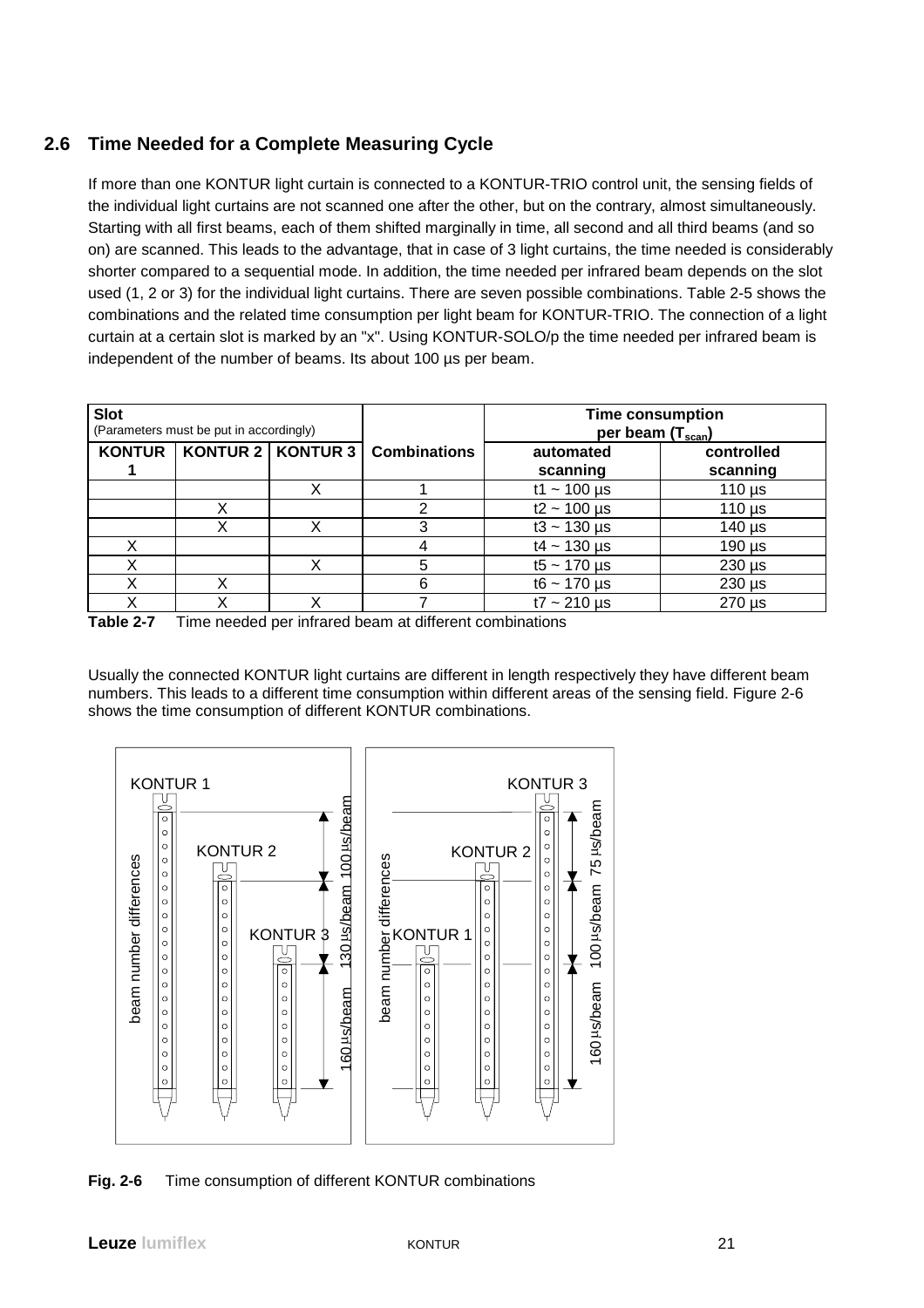## 2.6 Time Needed for a Complete Measuring Cycle

If more than one KONTUR light curtain is connected to a KONTUR-TRIO control unit, the sensing fields of the individual light curtains are not scanned one after the other, but on the contrary, almost simultaneously. Starting with all first beams, each of them shifted marginally in time, all second and all third beams (and so on) are scanned. This leads to the advantage, that in case of 3 light curtains, the time needed is considerably shorter compared to a sequential mode. In addition, the time needed per infrared beam depends on the slot used (1, 2 or 3) for the individual light curtains. There are seven possible combinations. Table 2-5 shows the combinations and the related time consumption per light beam for KONTUR-TRIO. The connection of a light curtain at a certain slot is marked by an "x". Using KONTUR-SOLO/p the time needed per infrared beam is independent of the number of beams. Its about 100 µs per beam.

| **Slot** (Parameters must be put in accordingly) | | | **Combinations** | **Time consumption per beam ($T_{scan}$)** | |
|---|---|---|---|---|---|
| **KONTUR 1** | **KONTUR 2** | **KONTUR 3** | | **automated scanning** | **controlled scanning** |
| | | X | 1 | t1 ~ 100 µs | 110 µs |
| | X | | 2 | t2 ~ 100 µs | 110 µs |
| | X | X | 3 | t3 ~ 130 µs | 140 µs |
| X | | | 4 | t4 ~ 130 µs | 190 µs |
| X | | X | 5 | t5 ~ 170 µs | 230 µs |
| X | X | | 6 | t6 ~ 170 µs | 230 µs |
| X | X | X | 7 | t7 ~ 210 µs | 270 µs |

**Table 2-7** Time needed per infrared beam at different combinations

Usually the connected KONTUR light curtains are different in length respectively they have different beam numbers. This leads to a different time consumption within different areas of the sensing field. Figure 2-6 shows the time consumption of different KONTUR combinations.

**Fig. 2-6** Time consumption of different KONTUR combinations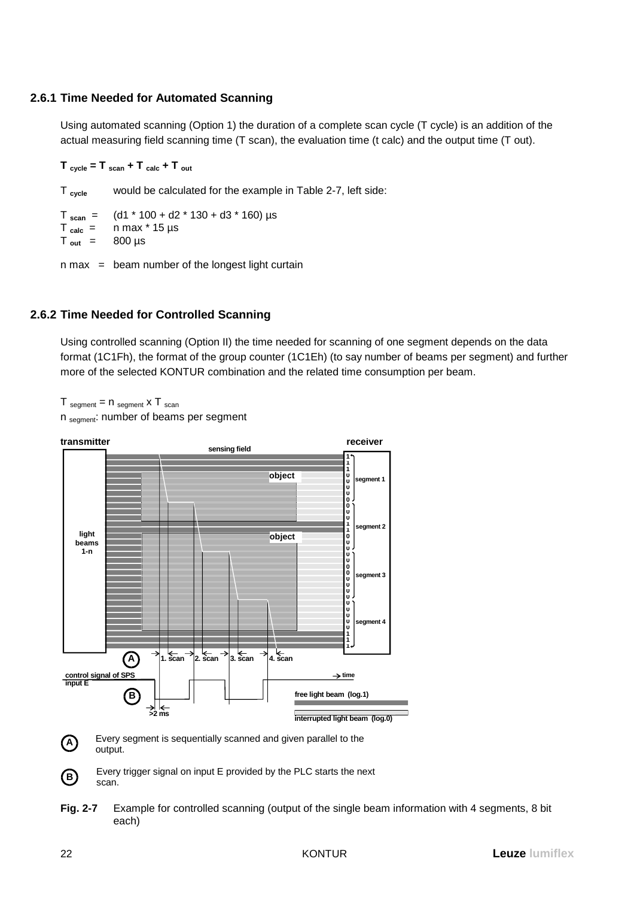### 2.6.1 Time Needed for Automated Scanning

Using automated scanning (Option 1) the duration of a complete scan cycle (T cycle) is an addition of the actual measuring field scanning time (T scan), the evaluation time (t calc) and the output time (T out).

$$\mathbf{T_{cycle} = T_{scan} + T_{calc} + T_{out}}$$

$T_{cycle}$ would be calculated for the example in Table 2-7, left side:

$T_{scan}$ = (d1 * 100 + d2 * 130 + d3 * 160) µs
$T_{calc}$ = n max * 15 µs
$T_{out}$ = 800 µs

n max = beam number of the longest light curtain

### 2.6.2 Time Needed for Controlled Scanning

Using controlled scanning (Option II) the time needed for scanning of one segment depends on the data format (1C1Fh), the format of the group counter (1C1Eh) (to say number of beams per segment) and further more of the selected KONTUR combination and the related time consumption per beam.

$T_{segment} = n_{segment} \times T_{scan}$
$n_{segment}$: number of beams per segment

(A) Every segment is sequentially scanned and given parallel to the output.

(B) Every trigger signal on input E provided by the PLC starts the next scan.

**Fig. 2-7** Example for controlled scanning (output of the single beam information with 4 segments, 8 bit each)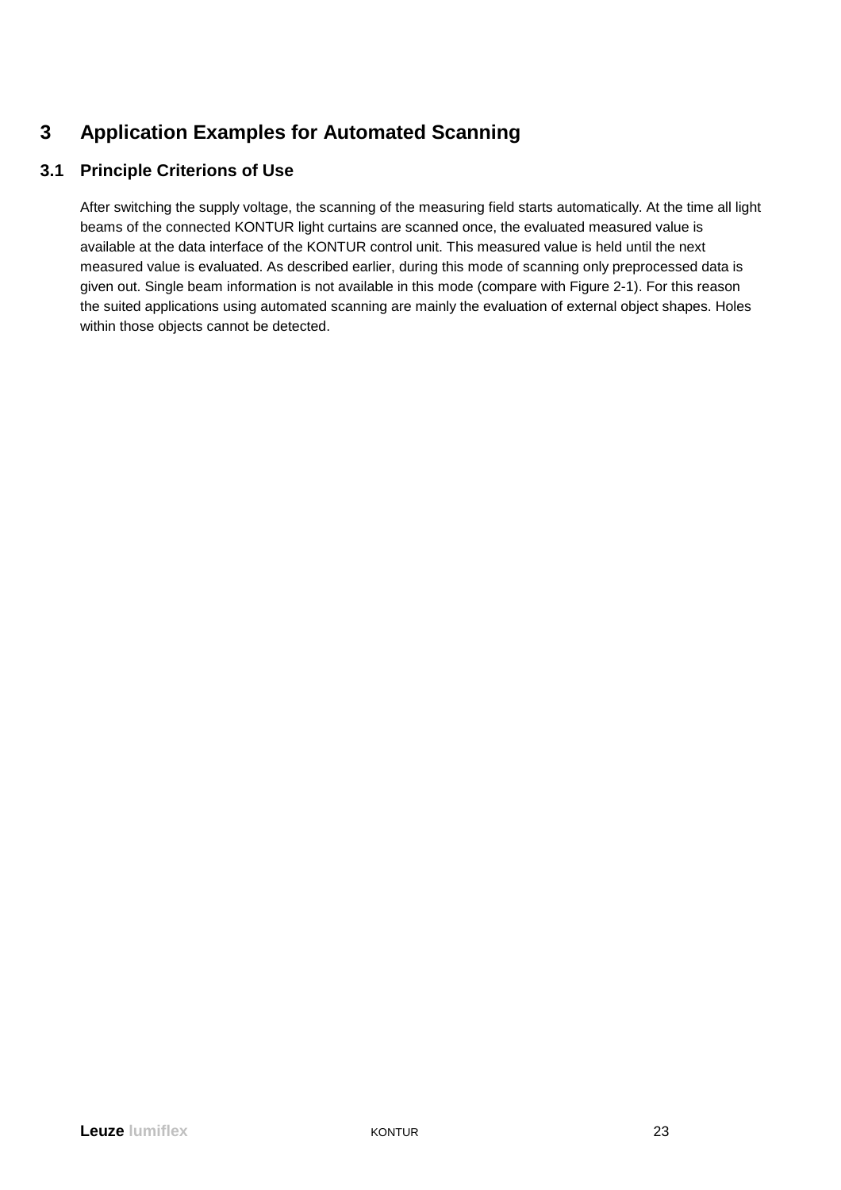# 3 Application Examples for Automated Scanning

## 3.1 Principle Criterions of Use

After switching the supply voltage, the scanning of the measuring field starts automatically. At the time all light beams of the connected KONTUR light curtains are scanned once, the evaluated measured value is available at the data interface of the KONTUR control unit. This measured value is held until the next measured value is evaluated. As described earlier, during this mode of scanning only preprocessed data is given out. Single beam information is not available in this mode (compare with Figure 2-1). For this reason the suited applications using automated scanning are mainly the evaluation of external object shapes. Holes within those objects cannot be detected.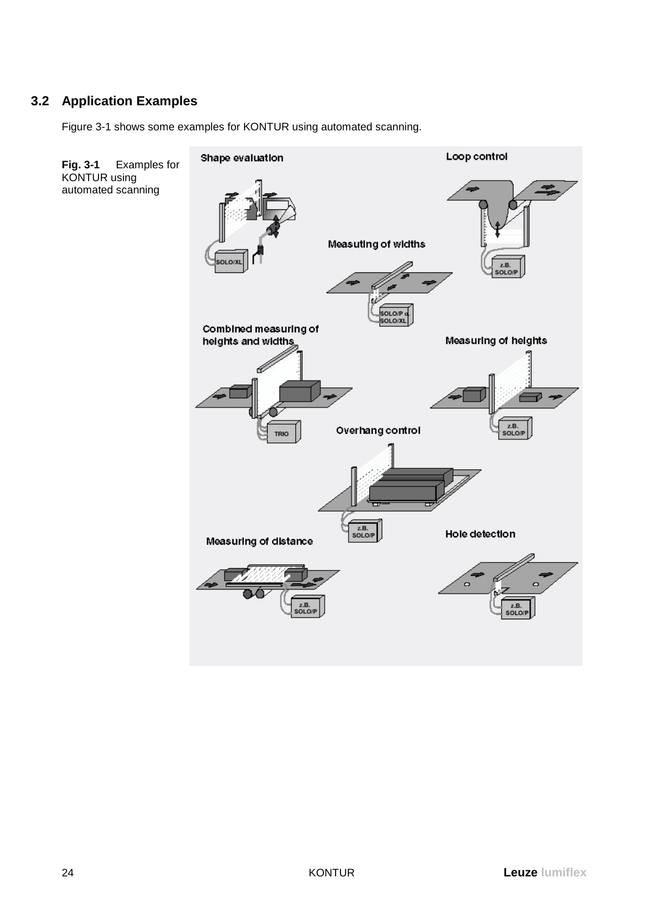## 3.2 Application Examples

Figure 3-1 shows some examples for KONTUR using automated scanning.

**Fig. 3-1** Examples for KONTUR using automated scanning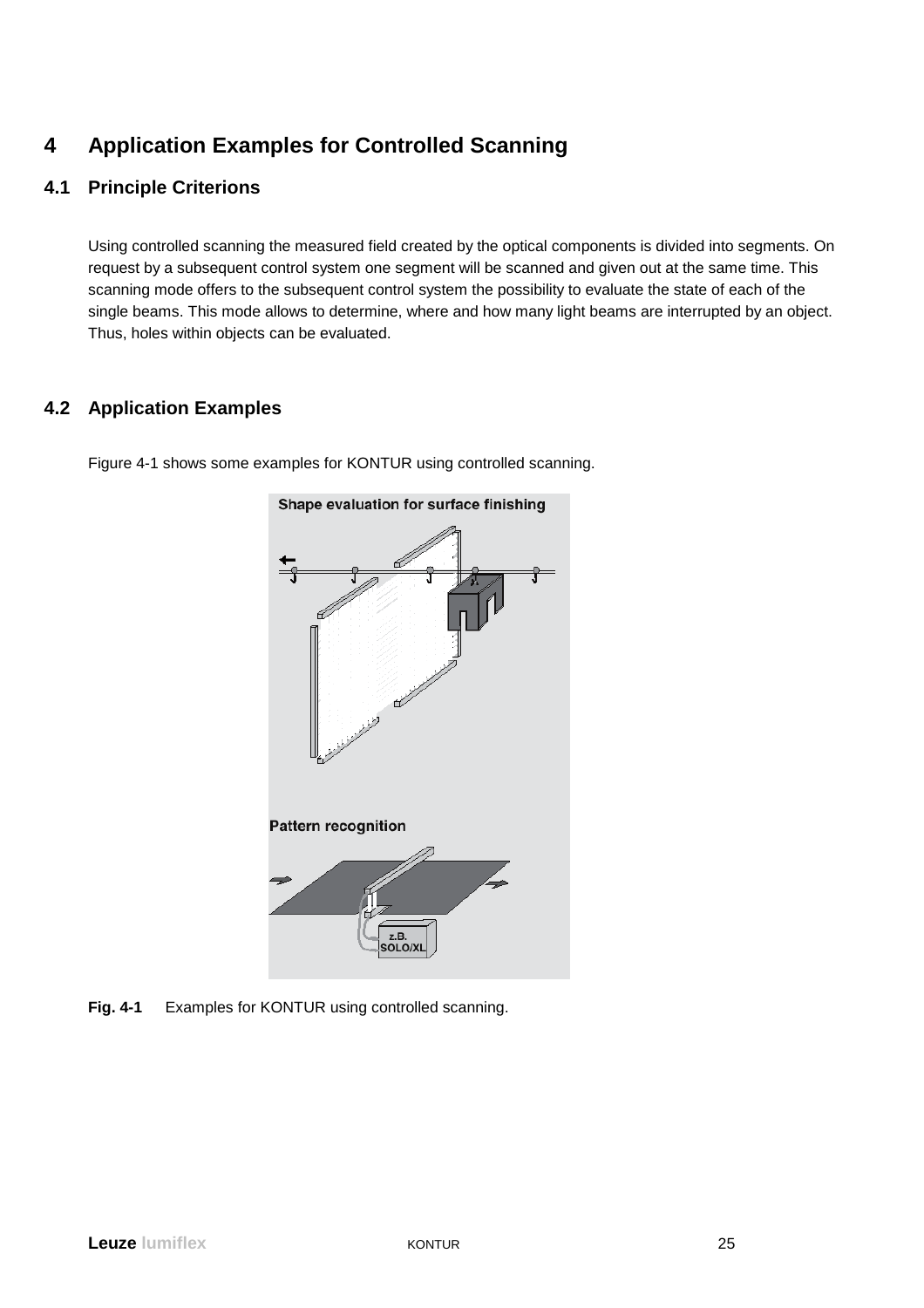# 4 Application Examples for Controlled Scanning

## 4.1 Principle Criterions

Using controlled scanning the measured field created by the optical components is divided into segments. On request by a subsequent control system one segment will be scanned and given out at the same time. This scanning mode offers to the subsequent control system the possibility to evaluate the state of each of the single beams. This mode allows to determine, where and how many light beams are interrupted by an object. Thus, holes within objects can be evaluated.

## 4.2 Application Examples

Figure 4-1 shows some examples for KONTUR using controlled scanning.

**Fig. 4-1** Examples for KONTUR using controlled scanning.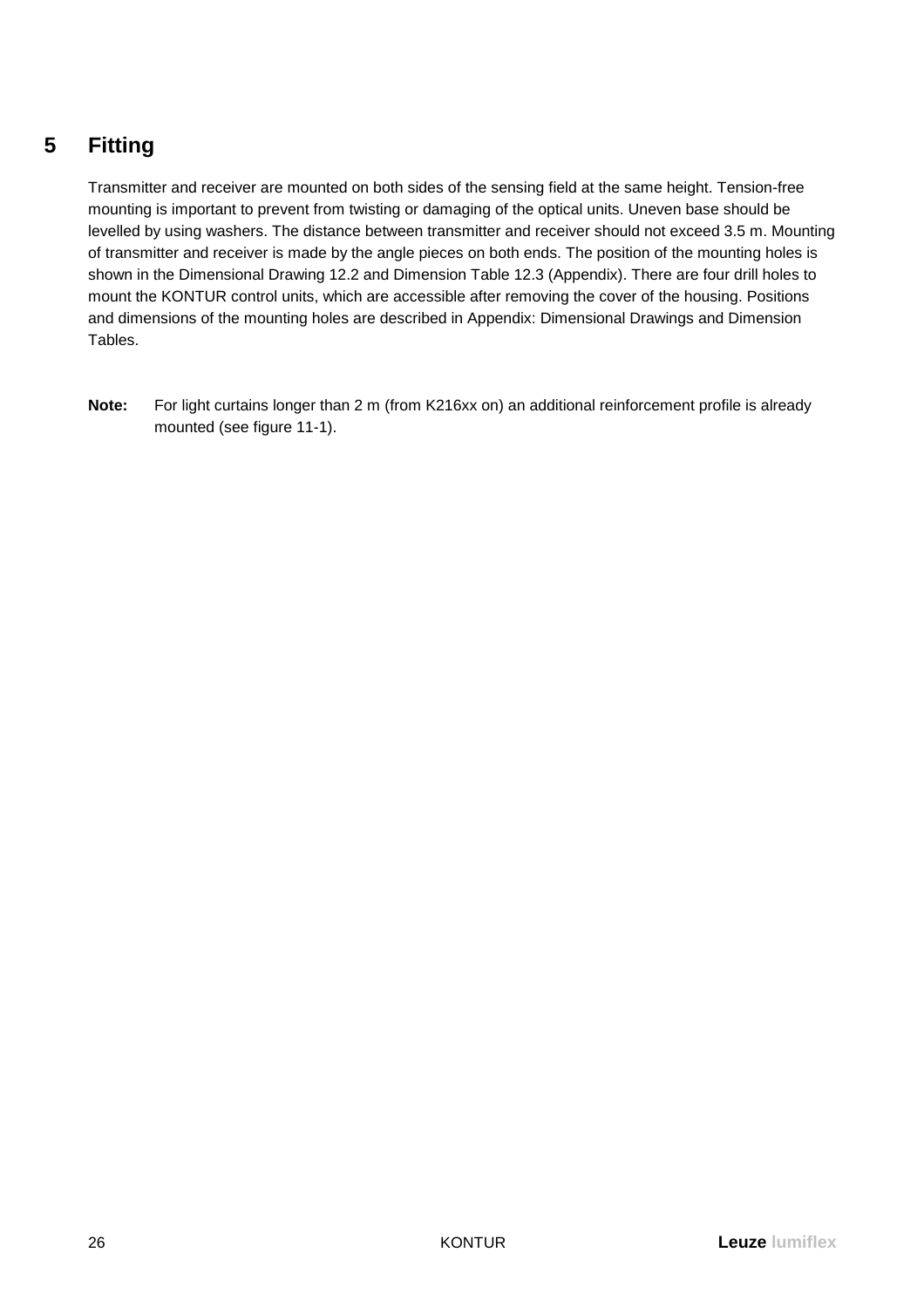# 5 Fitting

Transmitter and receiver are mounted on both sides of the sensing field at the same height. Tension-free mounting is important to prevent from twisting or damaging of the optical units. Uneven base should be levelled by using washers. The distance between transmitter and receiver should not exceed 3.5 m. Mounting of transmitter and receiver is made by the angle pieces on both ends. The position of the mounting holes is shown in the Dimensional Drawing 12.2 and Dimension Table 12.3 (Appendix). There are four drill holes to mount the KONTUR control units, which are accessible after removing the cover of the housing. Positions and dimensions of the mounting holes are described in Appendix: Dimensional Drawings and Dimension Tables.

**Note:** For light curtains longer than 2 m (from K216xx on) an additional reinforcement profile is already mounted (see figure 11-1).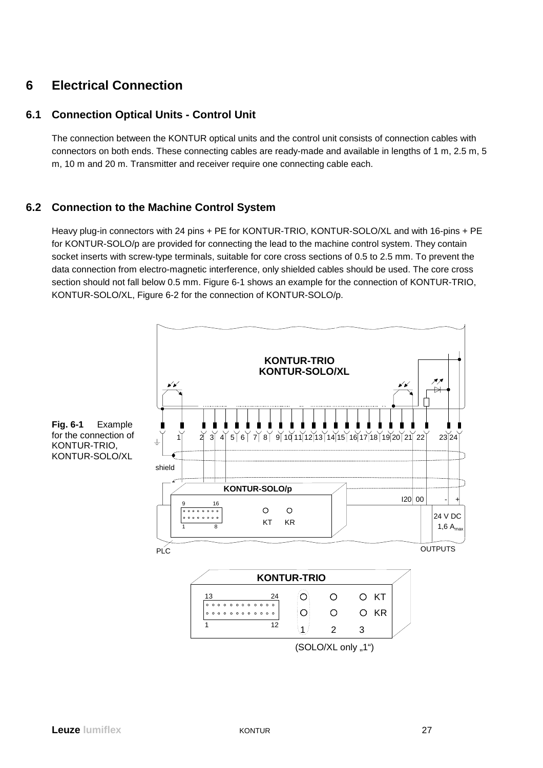# 6 Electrical Connection

## 6.1 Connection Optical Units - Control Unit

The connection between the KONTUR optical units and the control unit consists of connection cables with connectors on both ends. These connecting cables are ready-made and available in lengths of 1 m, 2.5 m, 5 m, 10 m and 20 m. Transmitter and receiver require one connecting cable each.

## 6.2 Connection to the Machine Control System

Heavy plug-in connectors with 24 pins + PE for KONTUR-TRIO, KONTUR-SOLO/XL and with 16-pins + PE for KONTUR-SOLO/p are provided for connecting the lead to the machine control system. They contain socket inserts with screw-type terminals, suitable for core cross sections of 0.5 to 2.5 mm. To prevent the data connection from electro-magnetic interference, only shielded cables should be used. The core cross section should not fall below 0.5 mm. Figure 6-1 shows an example for the connection of KONTUR-TRIO, KONTUR-SOLO/XL, Figure 6-2 for the connection of KONTUR-SOLO/p.

**Fig. 6-1** Example for the connection of KONTUR-TRIO, KONTUR-SOLO/XL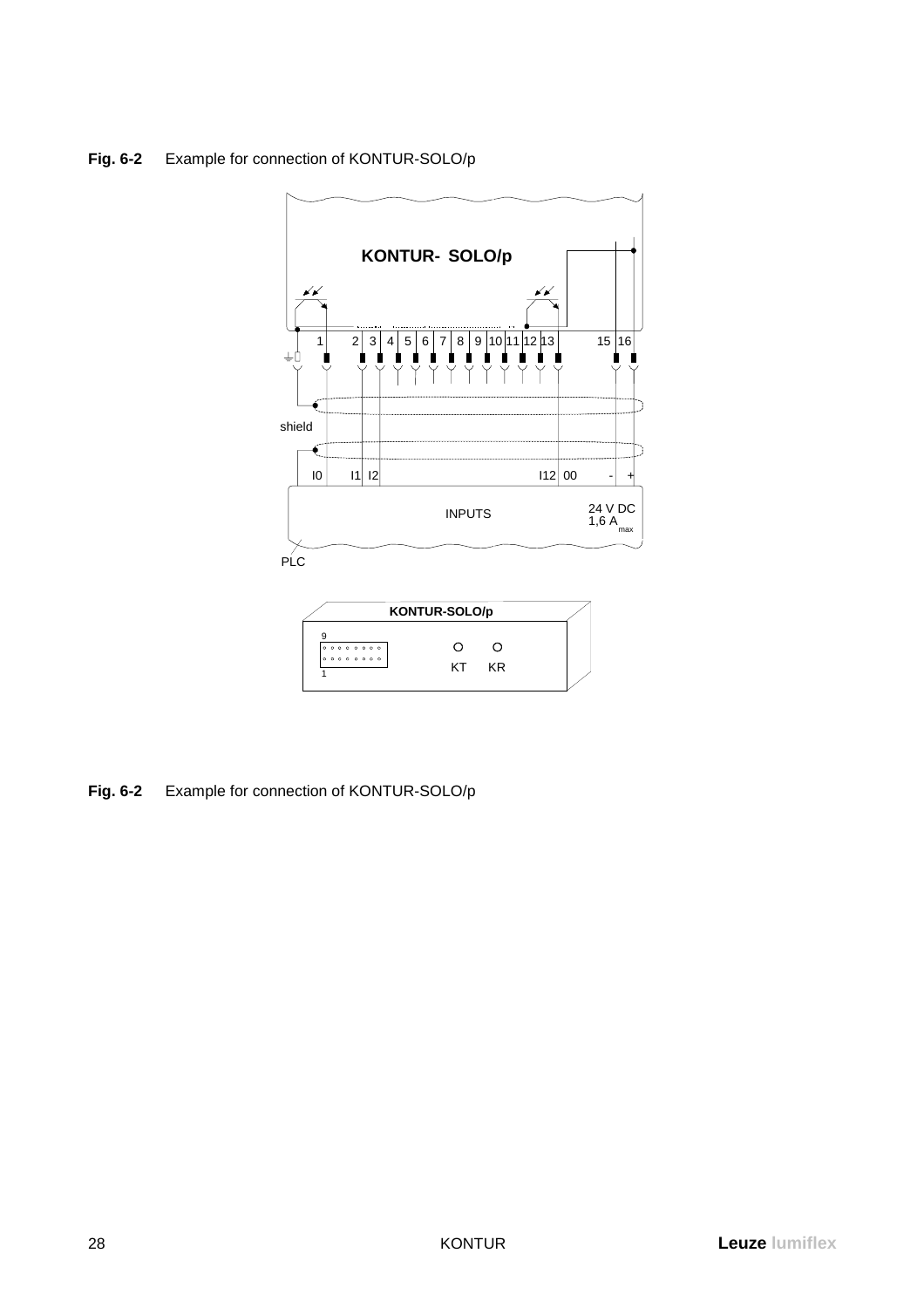**Fig. 6-2** Example for connection of KONTUR-SOLO/p

KONTUR- SOLO/p

1 2 3 4 5 6 7 8 9 10 11 12 13 15 16

shield

I0 I1 I2 I12 00 - +

INPUTS

24 V DC
1,6 A $_{max}$

PLC

KONTUR-SOLO/p

9

1

KT KR

**Fig. 6-2** Example for connection of KONTUR-SOLO/p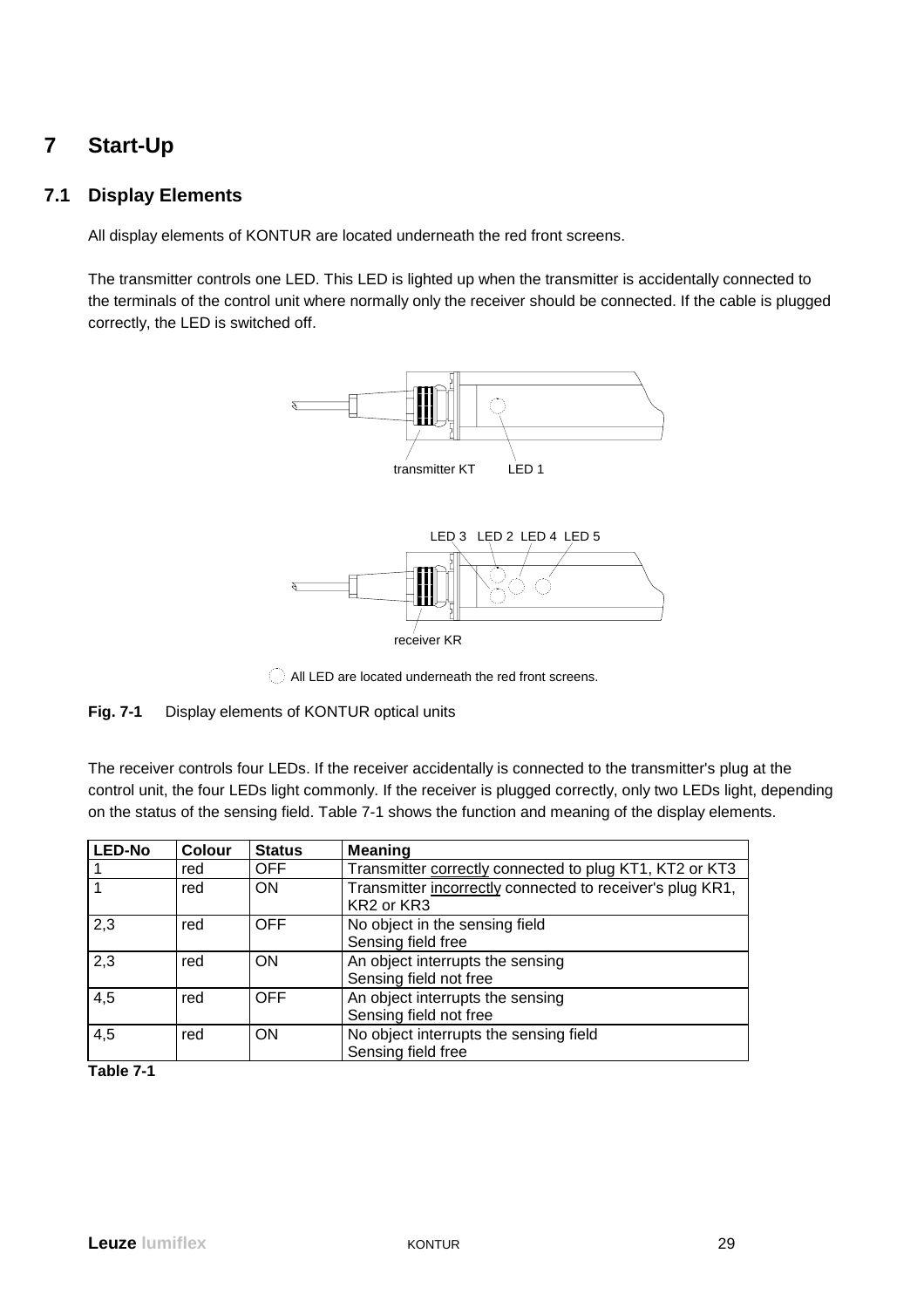# 7 Start-Up

## 7.1 Display Elements

All display elements of KONTUR are located underneath the red front screens.

The transmitter controls one LED. This LED is lighted up when the transmitter is accidentally connected to the terminals of the control unit where normally only the receiver should be connected. If the cable is plugged correctly, the LED is switched off.

transmitter KT LED 1

LED 3 LED 2 LED 4 LED 5

receiver KR

All LED are located underneath the red front screens.

**Fig. 7-1** Display elements of KONTUR optical units

The receiver controls four LEDs. If the receiver accidentally is connected to the transmitter's plug at the control unit, the four LEDs light commonly. If the receiver is plugged correctly, only two LEDs light, depending on the status of the sensing field. Table 7-1 shows the function and meaning of the display elements.

| LED-No | Colour | Status | Meaning |
|---|---|---|---|
| 1 | red | OFF | Transmitter correctly connected to plug KT1, KT2 or KT3 |
| 1 | red | ON | Transmitter incorrectly connected to receiver's plug KR1, KR2 or KR3 |
| 2,3 | red | OFF | No object in the sensing field<br>Sensing field free |
| 2,3 | red | ON | An object interrupts the sensing<br>Sensing field not free |
| 4,5 | red | OFF | An object interrupts the sensing<br>Sensing field not free |
| 4,5 | red | ON | No object interrupts the sensing field<br>Sensing field free |

**Table 7-1**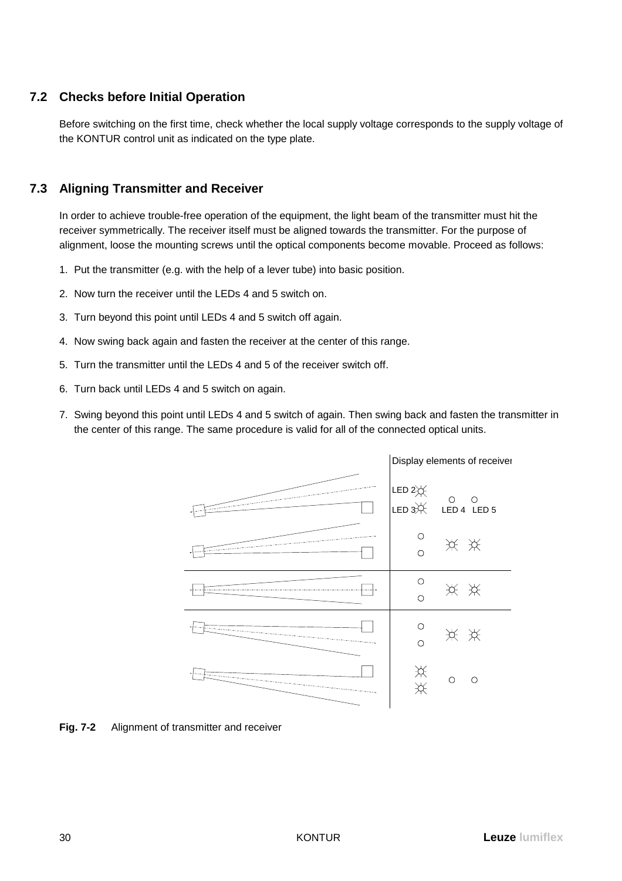## 7.2 Checks before Initial Operation

Before switching on the first time, check whether the local supply voltage corresponds to the supply voltage of the KONTUR control unit as indicated on the type plate.

## 7.3 Aligning Transmitter and Receiver

In order to achieve trouble-free operation of the equipment, the light beam of the transmitter must hit the receiver symmetrically. The receiver itself must be aligned towards the transmitter. For the purpose of alignment, loose the mounting screws until the optical components become movable. Proceed as follows:

1. Put the transmitter (e.g. with the help of a lever tube) into basic position.
2. Now turn the receiver until the LEDs 4 and 5 switch on.
3. Turn beyond this point until LEDs 4 and 5 switch off again.
4. Now swing back again and fasten the receiver at the center of this range.
5. Turn the transmitter until the LEDs 4 and 5 of the receiver switch off.
6. Turn back until LEDs 4 and 5 switch on again.
7. Swing beyond this point until LEDs 4 and 5 switch of again. Then swing back and fasten the transmitter in the center of this range. The same procedure is valid for all of the connected optical units.

Display elements of receiver

LED 2, LED 3, LED 4, LED 5

**Fig. 7-2** Alignment of transmitter and receiver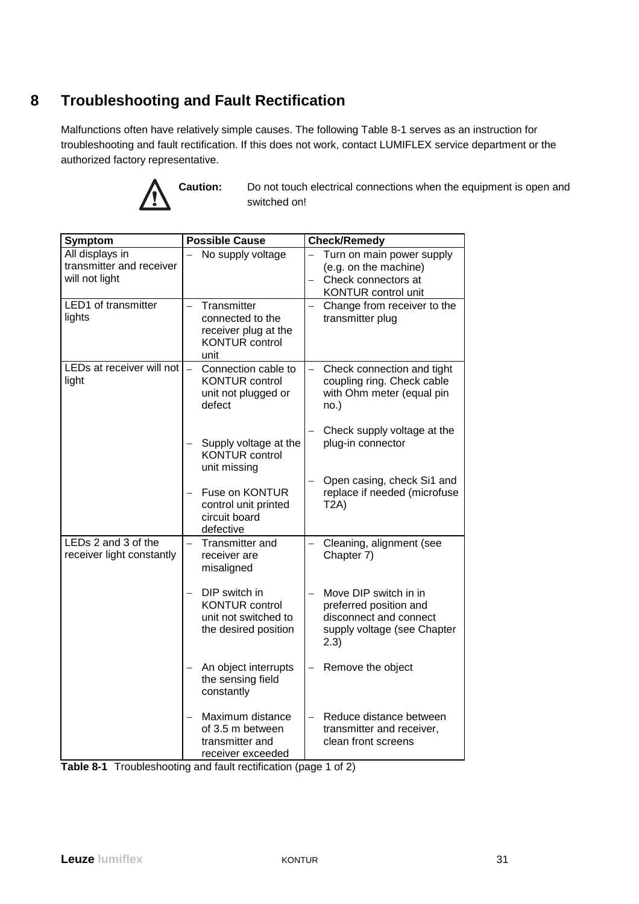# 8 Troubleshooting and Fault Rectification

Malfunctions often have relatively simple causes. The following Table 8-1 serves as an instruction for troubleshooting and fault rectification. If this does not work, contact LUMIFLEX service department or the authorized factory representative.

**Caution:** Do not touch electrical connections when the equipment is open and switched on!

| Symptom | Possible Cause | Check/Remedy |
|---|---|---|
| All displays in transmitter and receiver will not light | – No supply voltage | – Turn on main power supply (e.g. on the machine)<br>– Check connectors at KONTUR control unit |
| LED1 of transmitter lights | – Transmitter connected to the receiver plug at the KONTUR control unit | – Change from receiver to the transmitter plug |
| LEDs at receiver will not light | – Connection cable to KONTUR control unit not plugged or defect<br>– Supply voltage at the KONTUR control unit missing<br>– Fuse on KONTUR control unit printed circuit board defective | – Check connection and tight coupling ring. Check cable with Ohm meter (equal pin no.)<br>– Check supply voltage at the plug-in connector<br>– Open casing, check Si1 and replace if needed (microfuse T2A) |
| LEDs 2 and 3 of the receiver light constantly | – Transmitter and receiver are misaligned<br>– DIP switch in KONTUR control unit not switched to the desired position<br>– An object interrupts the sensing field constantly<br>– Maximum distance of 3.5 m between transmitter and receiver exceeded | – Cleaning, alignment (see Chapter 7)<br>– Move DIP switch in in preferred position and disconnect and connect supply voltage (see Chapter 2.3)<br>– Remove the object<br>– Reduce distance between transmitter and receiver, clean front screens |

**Table 8-1** Troubleshooting and fault rectification (page 1 of 2)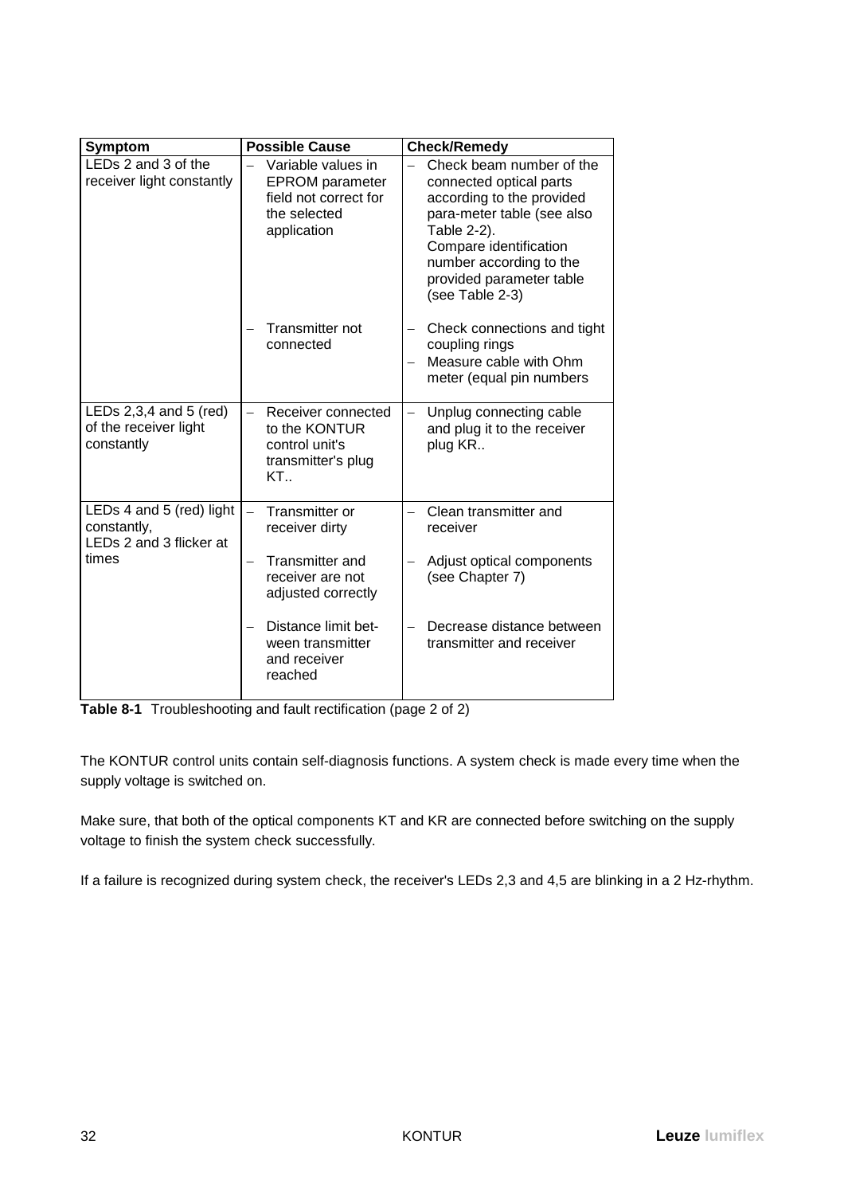| Symptom | Possible Cause | Check/Remedy |
|---|---|---|
| LEDs 2 and 3 of the receiver light constantly | – Variable values in EPROM parameter field not correct for the selected application | – Check beam number of the connected optical parts according to the provided para-meter table (see also Table 2-2). Compare identification number according to the provided parameter table (see Table 2-3) |
| | – Transmitter not connected | – Check connections and tight coupling rings<br>– Measure cable with Ohm meter (equal pin numbers |
| LEDs 2,3,4 and 5 (red) of the receiver light constantly | – Receiver connected to the KONTUR control unit's transmitter's plug KT.. | – Unplug connecting cable and plug it to the receiver plug KR.. |
| LEDs 4 and 5 (red) light constantly, LEDs 2 and 3 flicker at times | – Transmitter or receiver dirty | – Clean transmitter and receiver |
| | – Transmitter and receiver are not adjusted correctly | – Adjust optical components (see Chapter 7) |
| | – Distance limit bet-ween transmitter and receiver reached | – Decrease distance between transmitter and receiver |

**Table 8-1** Troubleshooting and fault rectification (page 2 of 2)

The KONTUR control units contain self-diagnosis functions. A system check is made every time when the supply voltage is switched on.

Make sure, that both of the optical components KT and KR are connected before switching on the supply voltage to finish the system check successfully.

If a failure is recognized during system check, the receiver's LEDs 2,3 and 4,5 are blinking in a 2 Hz-rhythm.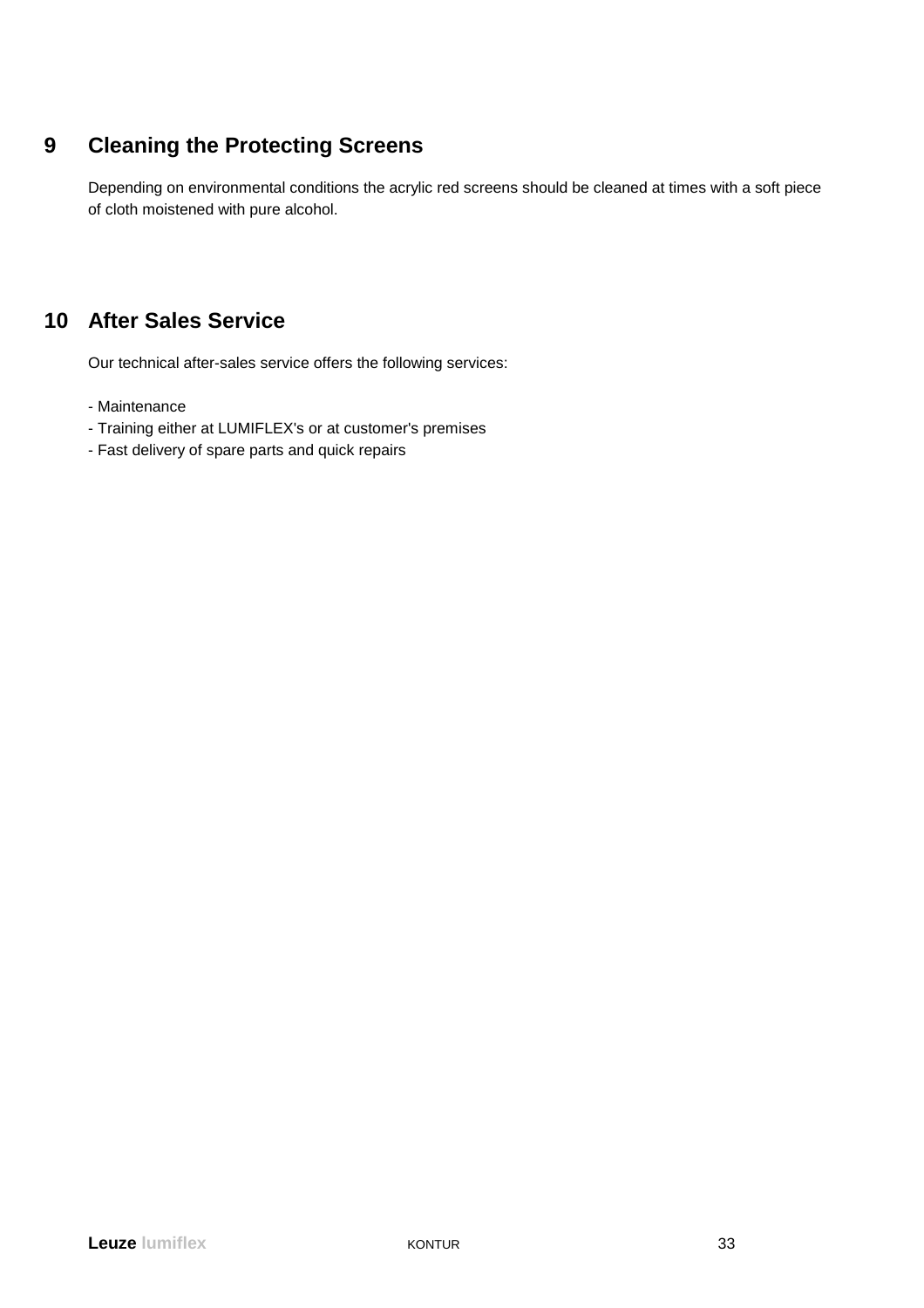# 9 Cleaning the Protecting Screens

Depending on environmental conditions the acrylic red screens should be cleaned at times with a soft piece of cloth moistened with pure alcohol.

# 10 After Sales Service

Our technical after-sales service offers the following services:

- Maintenance
- Training either at LUMIFLEX's or at customer's premises
- Fast delivery of spare parts and quick repairs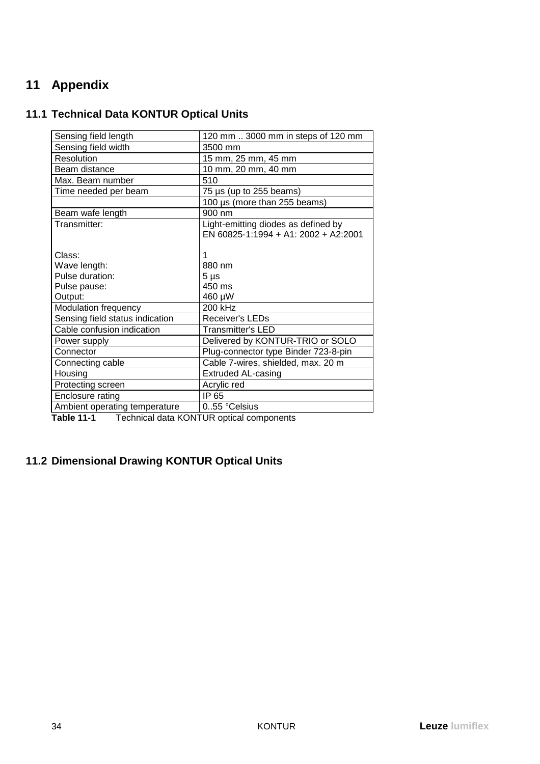# 11 Appendix

## 11.1 Technical Data KONTUR Optical Units

| Sensing field length | 120 mm .. 3000 mm in steps of 120 mm |
|---|---|
| Sensing field width | 3500 mm |
| Resolution | 15 mm, 25 mm, 45 mm |
| Beam distance | 10 mm, 20 mm, 40 mm |
| Max. Beam number | 510 |
| Time needed per beam | 75 µs (up to 255 beams) |
| | 100 µs (more than 255 beams) |
| Beam wafe length | 900 nm |
| Transmitter:<br><br>Class:<br>Wave length:<br>Pulse duration:<br>Pulse pause:<br>Output: | Light-emitting diodes as defined by EN 60825-1:1994 + A1: 2002 + A2:2001<br><br>1<br>880 nm<br>5 µs<br>450 ms<br>460 µW |
| Modulation frequency | 200 kHz |
| Sensing field status indication | Receiver's LEDs |
| Cable confusion indication | Transmitter's LED |
| Power supply | Delivered by KONTUR-TRIO or SOLO |
| Connector | Plug-connector type Binder 723-8-pin |
| Connecting cable | Cable 7-wires, shielded, max. 20 m |
| Housing | Extruded AL-casing |
| Protecting screen | Acrylic red |
| Enclosure rating | IP 65 |
| Ambient operating temperature | 0..55 °Celsius |

**Table 11-1** Technical data KONTUR optical components

## 11.2 Dimensional Drawing KONTUR Optical Units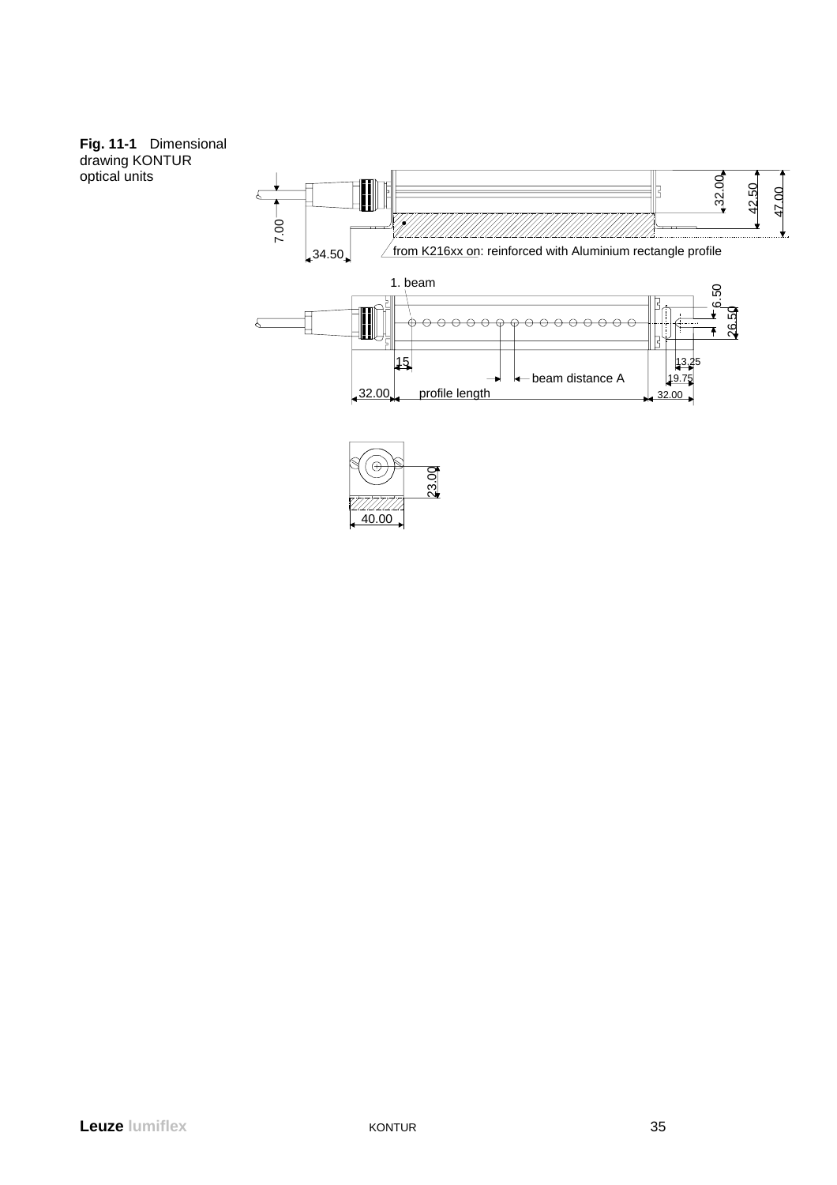**Fig. 11-1** Dimensional drawing KONTUR optical units

7.00

34.50

32.00

42.50

47.00

from K216xx on: reinforced with Aluminium rectangle profile

1. beam

6.50

26.50

15

13.25

19.75

beam distance A

32.00

profile length

32.00

23.00

40.00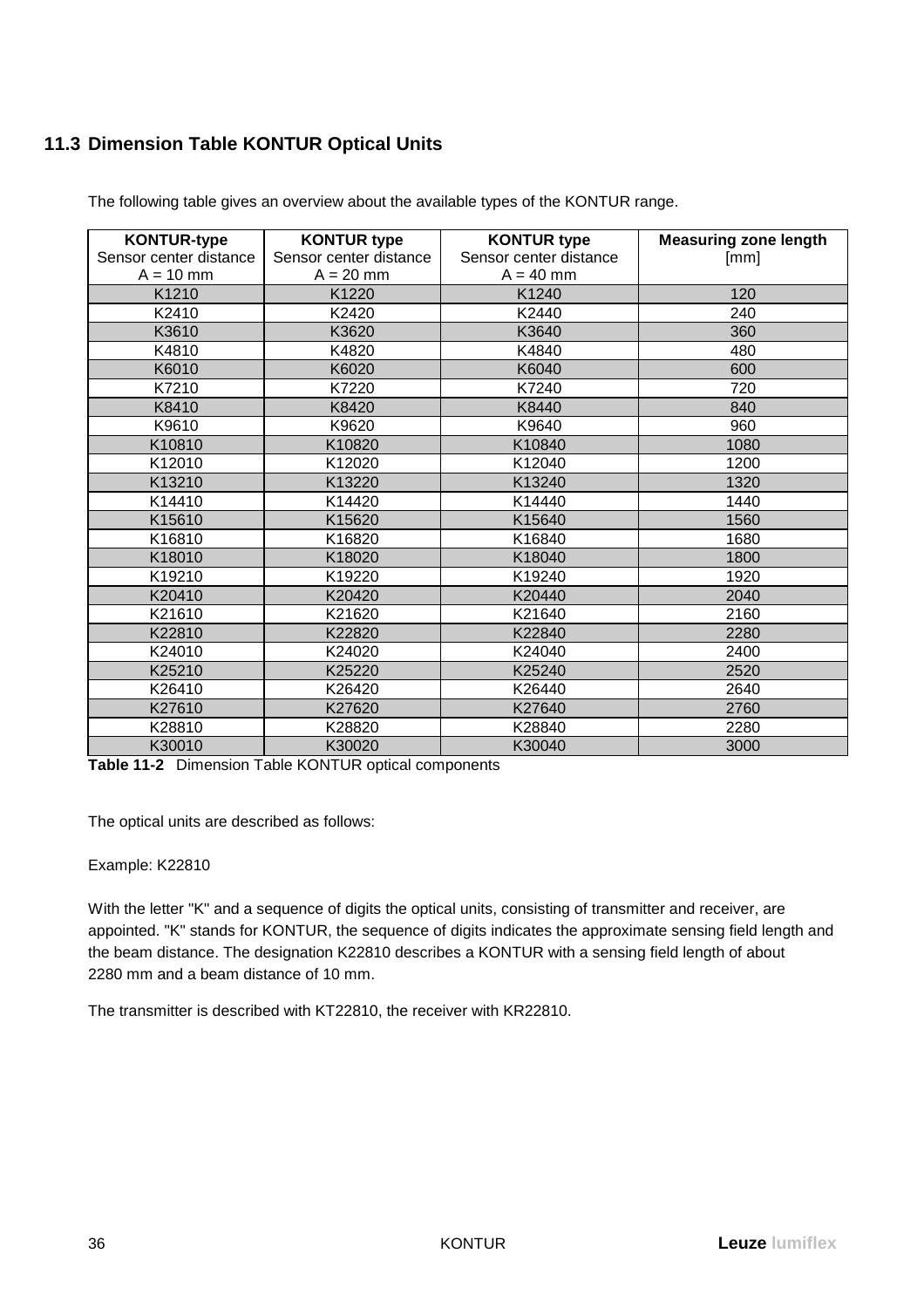## 11.3 Dimension Table KONTUR Optical Units

The following table gives an overview about the available types of the KONTUR range.

| **KONTUR-type** Sensor center distance A = 10 mm | **KONTUR type** Sensor center distance A = 20 mm | **KONTUR type** Sensor center distance A = 40 mm | **Measuring zone length** [mm] |
|---|---|---|---|
| K1210 | K1220 | K1240 | 120 |
| K2410 | K2420 | K2440 | 240 |
| K3610 | K3620 | K3640 | 360 |
| K4810 | K4820 | K4840 | 480 |
| K6010 | K6020 | K6040 | 600 |
| K7210 | K7220 | K7240 | 720 |
| K8410 | K8420 | K8440 | 840 |
| K9610 | K9620 | K9640 | 960 |
| K10810 | K10820 | K10840 | 1080 |
| K12010 | K12020 | K12040 | 1200 |
| K13210 | K13220 | K13240 | 1320 |
| K14410 | K14420 | K14440 | 1440 |
| K15610 | K15620 | K15640 | 1560 |
| K16810 | K16820 | K16840 | 1680 |
| K18010 | K18020 | K18040 | 1800 |
| K19210 | K19220 | K19240 | 1920 |
| K20410 | K20420 | K20440 | 2040 |
| K21610 | K21620 | K21640 | 2160 |
| K22810 | K22820 | K22840 | 2280 |
| K24010 | K24020 | K24040 | 2400 |
| K25210 | K25220 | K25240 | 2520 |
| K26410 | K26420 | K26440 | 2640 |
| K27610 | K27620 | K27640 | 2760 |
| K28810 | K28820 | K28840 | 2280 |
| K30010 | K30020 | K30040 | 3000 |

**Table 11-2** Dimension Table KONTUR optical components

The optical units are described as follows:

Example: K22810

With the letter "K" and a sequence of digits the optical units, consisting of transmitter and receiver, are appointed. "K" stands for KONTUR, the sequence of digits indicates the approximate sensing field length and the beam distance. The designation K22810 describes a KONTUR with a sensing field length of about 2280 mm and a beam distance of 10 mm.

The transmitter is described with KT22810, the receiver with KR22810.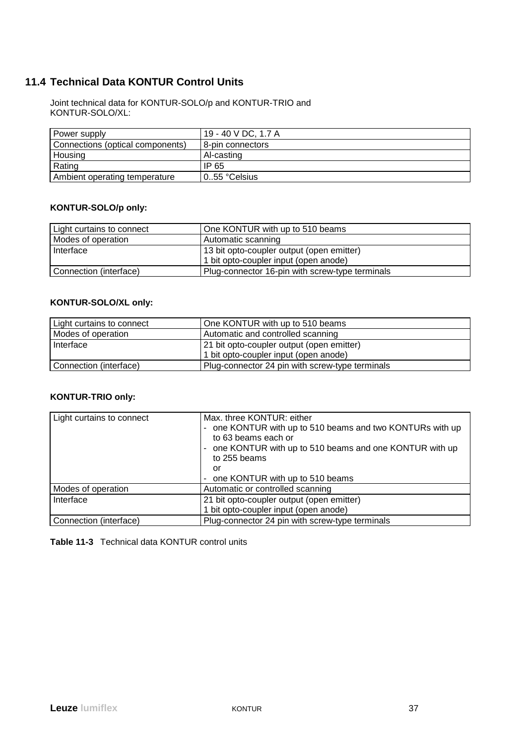## 11.4 Technical Data KONTUR Control Units

Joint technical data for KONTUR-SOLO/p and KONTUR-TRIO and KONTUR-SOLO/XL:

| | |
|---|---|
| Power supply | 19 - 40 V DC, 1.7 A |
| Connections (optical components) | 8-pin connectors |
| Housing | Al-casting |
| Rating | IP 65 |
| Ambient operating temperature | 0..55 °Celsius |

**KONTUR-SOLO/p only:**

| | |
|---|---|
| Light curtains to connect | One KONTUR with up to 510 beams |
| Modes of operation | Automatic scanning |
| Interface | 13 bit opto-coupler output (open emitter)<br>1 bit opto-coupler input (open anode) |
| Connection (interface) | Plug-connector 16-pin with screw-type terminals |

**KONTUR-SOLO/XL only:**

| | |
|---|---|
| Light curtains to connect | One KONTUR with up to 510 beams |
| Modes of operation | Automatic and controlled scanning |
| Interface | 21 bit opto-coupler output (open emitter)<br>1 bit opto-coupler input (open anode) |
| Connection (interface) | Plug-connector 24 pin with screw-type terminals |

**KONTUR-TRIO only:**

| | |
|---|---|
| Light curtains to connect | Max. three KONTUR: either<br>- one KONTUR with up to 510 beams and two KONTURs with up to 63 beams each or<br>- one KONTUR with up to 510 beams and one KONTUR with up to 255 beams<br>or<br>- one KONTUR with up to 510 beams |
| Modes of operation | Automatic or controlled scanning |
| Interface | 21 bit opto-coupler output (open emitter)<br>1 bit opto-coupler input (open anode) |
| Connection (interface) | Plug-connector 24 pin with screw-type terminals |

**Table 11-3** Technical data KONTUR control units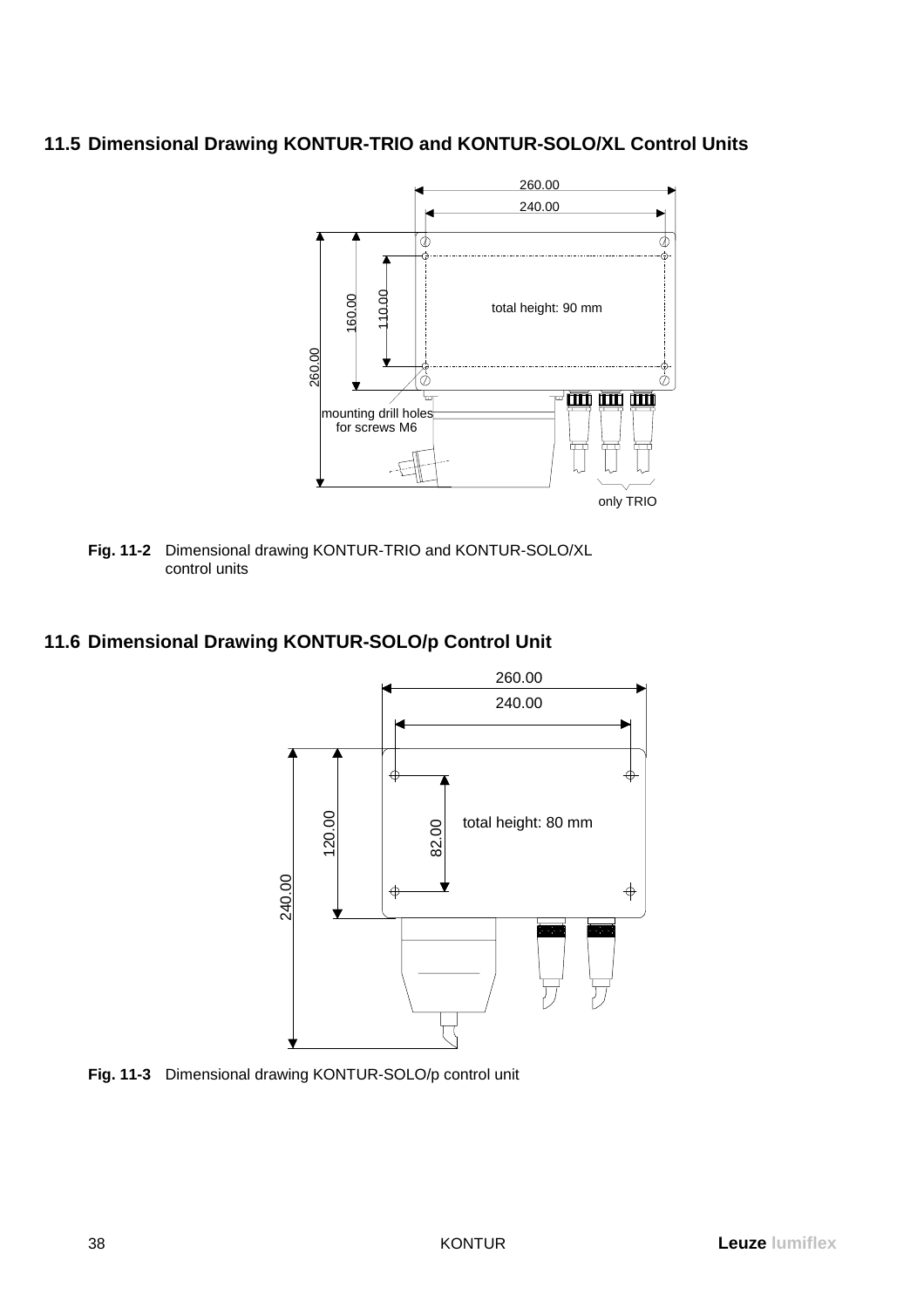## 11.5 Dimensional Drawing KONTUR-TRIO and KONTUR-SOLO/XL Control Units

260.00

240.00

160.00

110.00

260.00

total height: 90 mm

mounting drill holes for screws M6

only TRIO

**Fig. 11-2** Dimensional drawing KONTUR-TRIO and KONTUR-SOLO/XL control units

## 11.6 Dimensional Drawing KONTUR-SOLO/p Control Unit

260.00

240.00

120.00

82.00

240.00

total height: 80 mm

**Fig. 11-3** Dimensional drawing KONTUR-SOLO/p control unit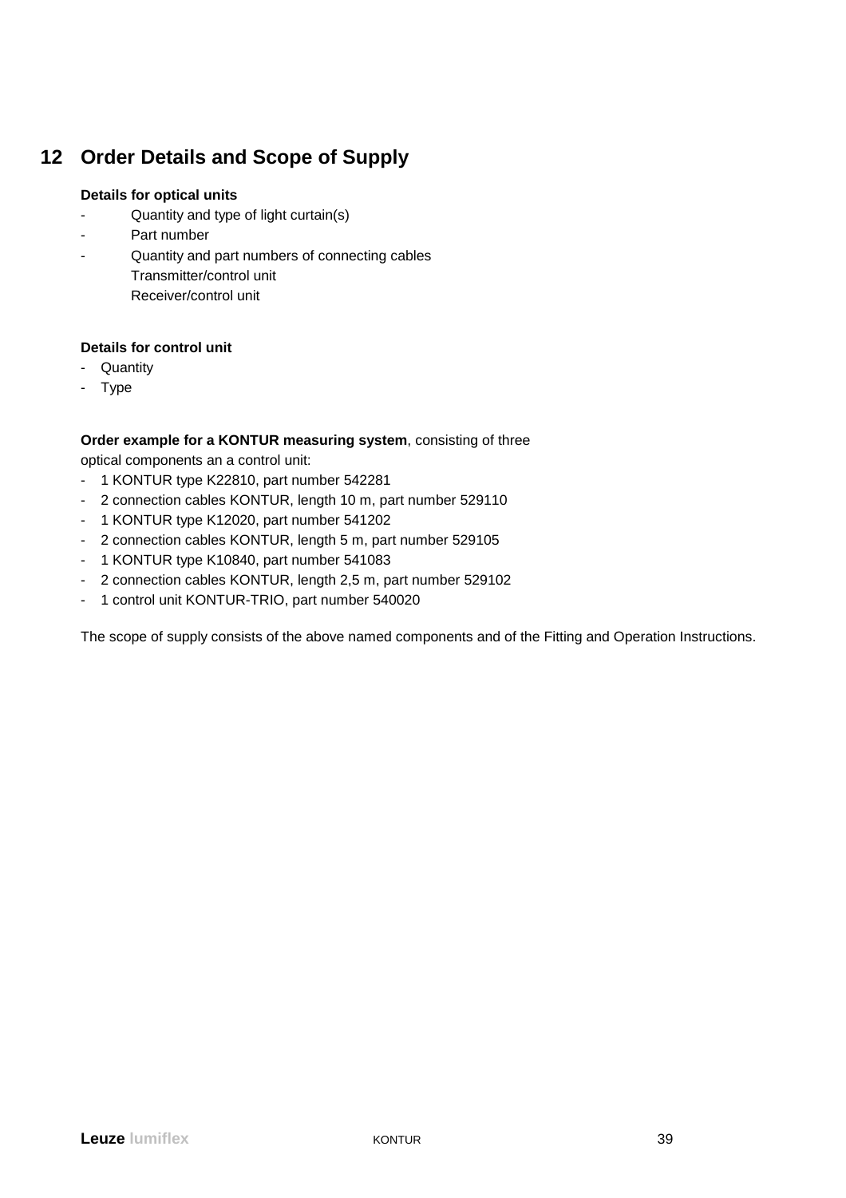# 12 Order Details and Scope of Supply

**Details for optical units**

- Quantity and type of light curtain(s)
- Part number
- Quantity and part numbers of connecting cables
  Transmitter/control unit
  Receiver/control unit

**Details for control unit**

- Quantity
- Type

**Order example for a KONTUR measuring system**, consisting of three optical components an a control unit:

- 1 KONTUR type K22810, part number 542281
- 2 connection cables KONTUR, length 10 m, part number 529110
- 1 KONTUR type K12020, part number 541202
- 2 connection cables KONTUR, length 5 m, part number 529105
- 1 KONTUR type K10840, part number 541083
- 2 connection cables KONTUR, length 2,5 m, part number 529102
- 1 control unit KONTUR-TRIO, part number 540020

The scope of supply consists of the above named components and of the Fitting and Operation Instructions.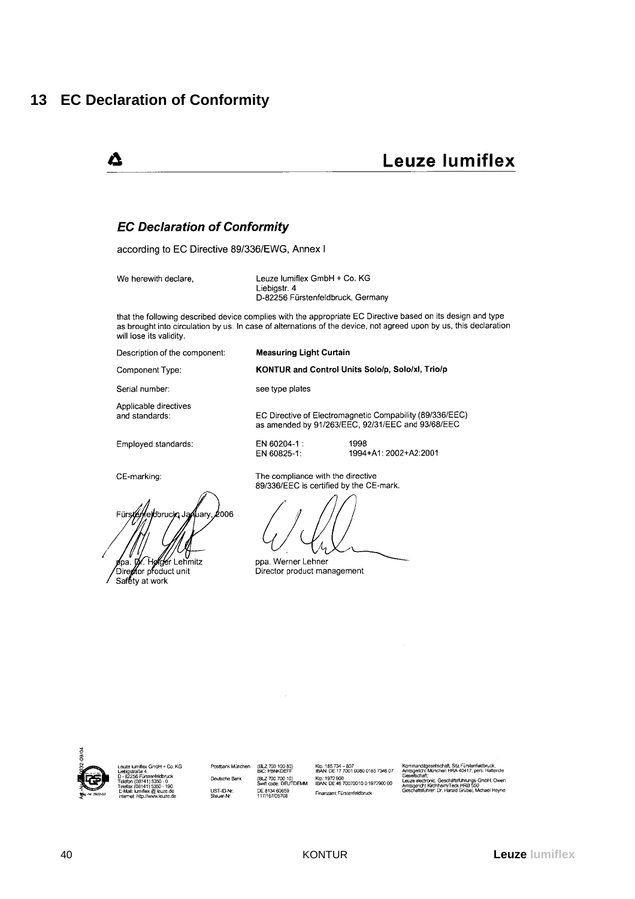# 13 EC Declaration of Conformity

**Leuze lumiflex**

## *EC Declaration of Conformity*

according to EC Directive 89/336/EWG, Annex I

We herewith declare, Leuze lumiflex GmbH + Co. KG
Liebigstr. 4
D-82256 Fürstenfeldbruck, Germany

that the following described device complies with the appropriate EC Directive based on its design and type as brought into circulation by us. In case of alternations of the device, not agreed upon by us, this declaration will lose its validity.

| | |
|---|---|
| Description of the component: | **Measuring Light Curtain** |
| Component Type: | **KONTUR and Control Units Solo/p, Solo/xl, Trio/p** |
| Serial number: | see type plates |
| Applicable directives and standards: | EC Directive of Electromagnetic Compability (89/336/EEC) as amended by 91/263/EEC, 92/31/EEC and 93/68/EEC |
| Employed standards: | EN 60204-1 : 1998<br>EN 60825-1: 1994+A1: 2002+A2:2001 |
| CE-marking: | The compliance with the directive 89/336/EEC is certified by the CE-mark. |

Fürstenfeldbruck, January, 2006

ppa. Dr. Holger Lehmitz
Director product unit
Safety at work

ppa. Werner Lehner
Director product management

Leuze lumiflex GmbH + Co. KG
Liebigstraße 4
D - 82256 Fürstenfeldbruck
Telefon (08141) 5350 - 0
Telefax (08141) 5350 - 190
E-Mail: lumiflex @ leuze.de
internet: http://www.leuze.de

Postbank München (BLZ 700 100 80) BIC: PBNKDEFF
Deutsche Bank (BLZ 700 700 10) Swift code: DEUTDEMM
UST-ID-Nr. DE 8134 60659
Steuer-Nr. 117/167/05708

Kto.:185 734 – 807 IBAN: DE 17 7001 0080 0185 7348 07
Kto.:1972 900 IBAN: DE 46 70070010 0 1972900 00
Finanzamt Fürstenfeldbruck

Kommanditgesellschaft, Sitz Fürstenfeldbruck, Amtsgericht München HRA 40417, pers. Haftende Gesellschaft:
Leuze electronic, Geschäftsführungs-GmbH, Owen Amtsgericht Kirchheim/Teck HRB 550
Geschäftsführer: Dr. Harald Grübel, Michael Heyne